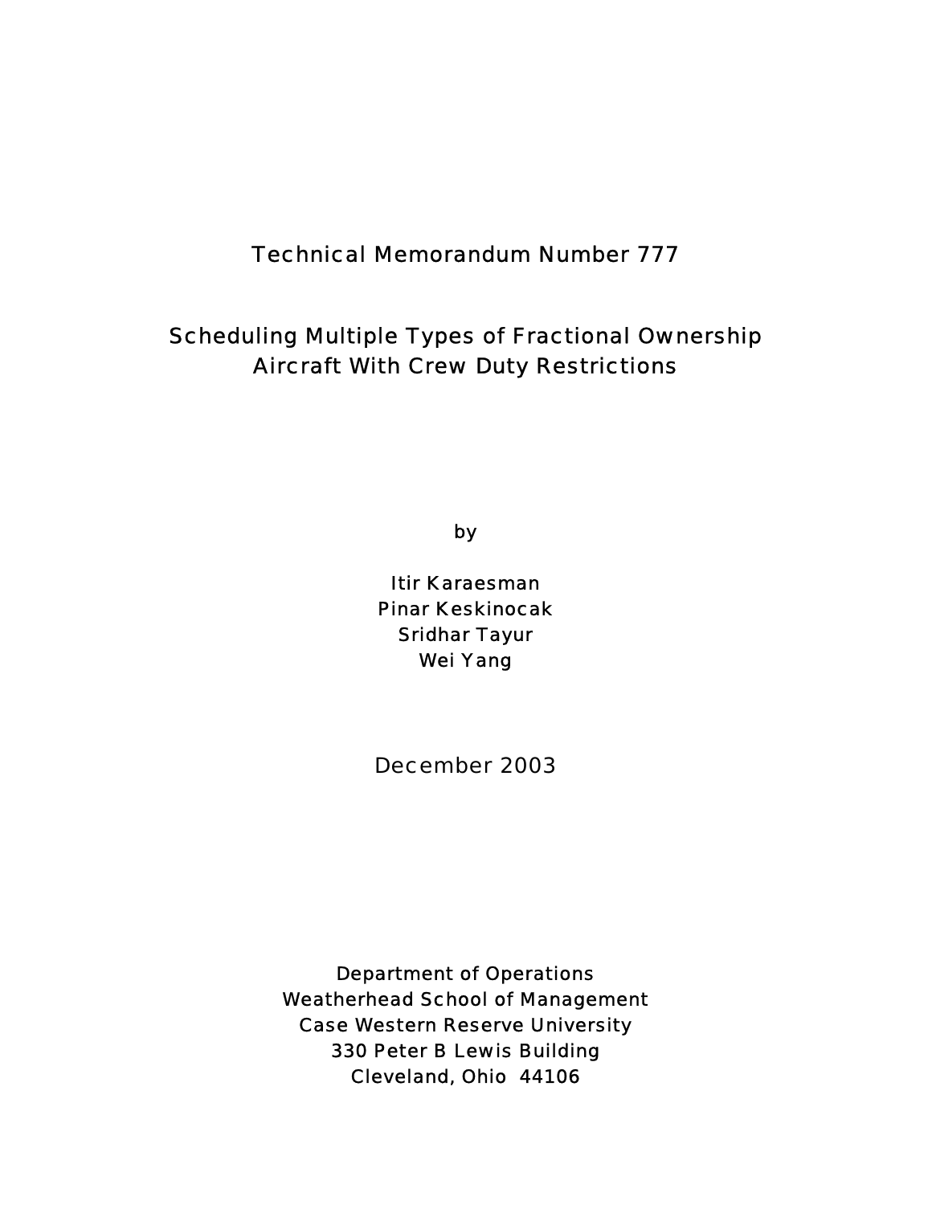Technical Memorandum Number 777

# Scheduling Multiple Types of Fractional Ownership Aircraft With Crew Duty Restrictions

by

Itir Karaesman
Pinar Keskinocak
Sridhar Tayur
Wei Yang

December 2003

Department of Operations
Weatherhead School of Management
Case Western Reserve University
330 Peter B Lewis Building
Cleveland, Ohio 44106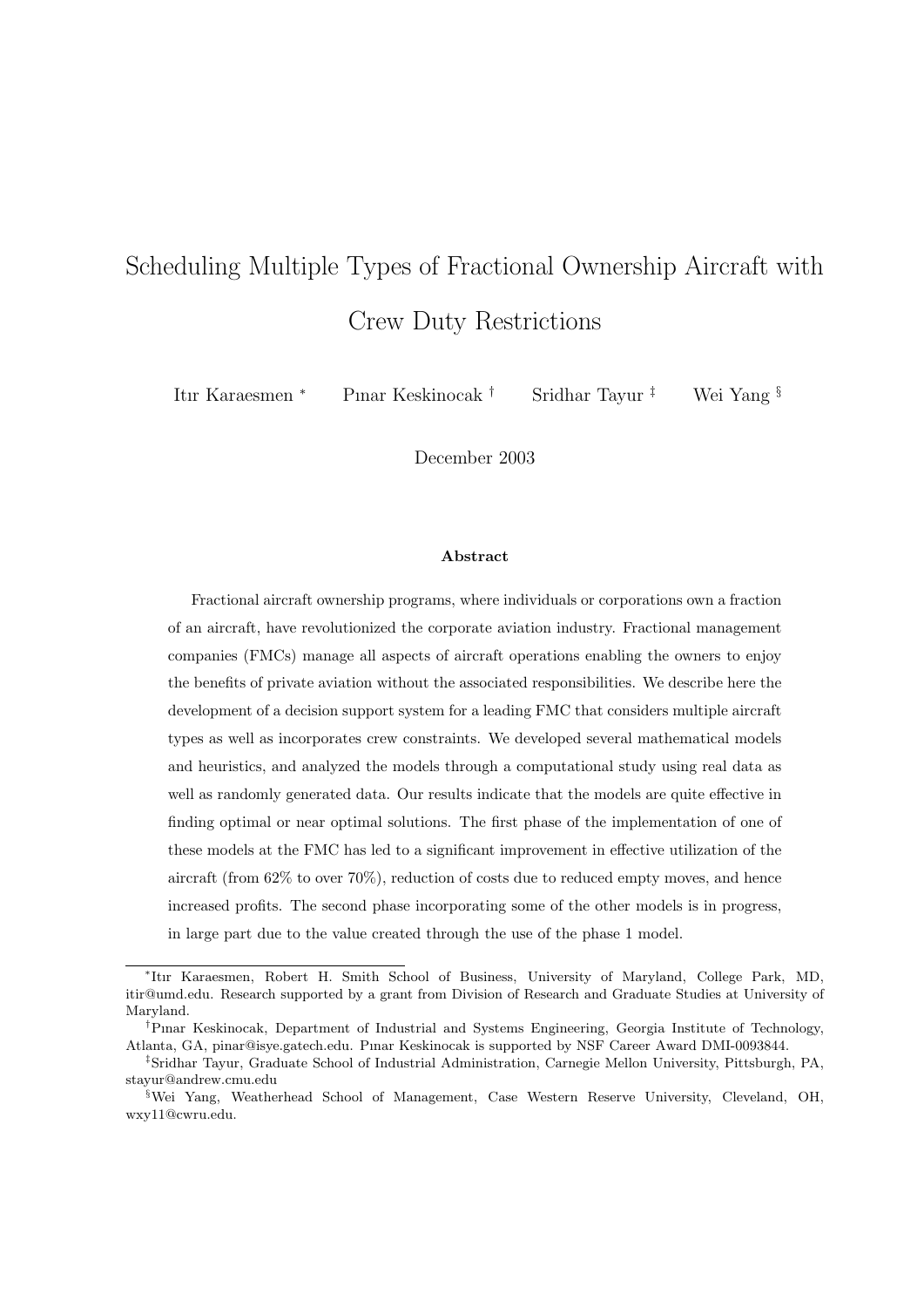# Scheduling Multiple Types of Fractional Ownership Aircraft with Crew Duty Restrictions

Itır Karaesmen [*] Pınar Keskinocak [†] Sridhar Tayur [‡] Wei Yang [§]

December 2003

**Abstract**

Fractional aircraft ownership programs, where individuals or corporations own a fraction of an aircraft, have revolutionized the corporate aviation industry. Fractional management companies (FMCs) manage all aspects of aircraft operations enabling the owners to enjoy the benefits of private aviation without the associated responsibilities. We describe here the development of a decision support system for a leading FMC that considers multiple aircraft types as well as incorporates crew constraints. We developed several mathematical models and heuristics, and analyzed the models through a computational study using real data as well as randomly generated data. Our results indicate that the models are quite effective in finding optimal or near optimal solutions. The first phase of the implementation of one of these models at the FMC has led to a significant improvement in effective utilization of the aircraft (from 62% to over 70%), reduction of costs due to reduced empty moves, and hence increased profits. The second phase incorporating some of the other models is in progress, in large part due to the value created through the use of the phase 1 model.

---

[*] Itır Karaesmen, Robert H. Smith School of Business, University of Maryland, College Park, MD, itir@umd.edu. Research supported by a grant from Division of Research and Graduate Studies at University of Maryland.

[†] Pınar Keskinocak, Department of Industrial and Systems Engineering, Georgia Institute of Technology, Atlanta, GA, pinar@isye.gatech.edu. Pınar Keskinocak is supported by NSF Career Award DMI-0093844.

[‡] Sridhar Tayur, Graduate School of Industrial Administration, Carnegie Mellon University, Pittsburgh, PA, stayur@andrew.cmu.edu

[§] Wei Yang, Weatherhead School of Management, Case Western Reserve University, Cleveland, OH, wxy11@cwru.edu.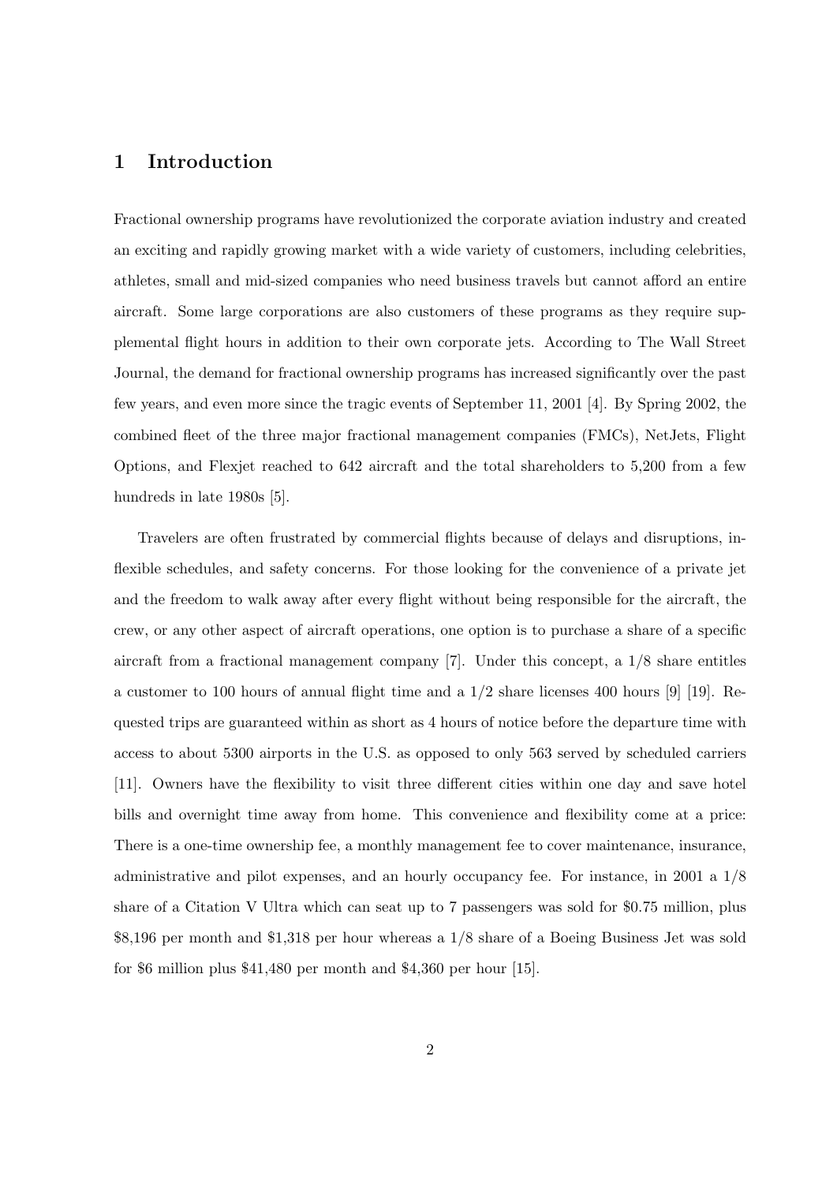# 1 Introduction

Fractional ownership programs have revolutionized the corporate aviation industry and created an exciting and rapidly growing market with a wide variety of customers, including celebrities, athletes, small and mid-sized companies who need business travels but cannot afford an entire aircraft. Some large corporations are also customers of these programs as they require supplemental flight hours in addition to their own corporate jets. According to The Wall Street Journal, the demand for fractional ownership programs has increased significantly over the past few years, and even more since the tragic events of September 11, 2001 [4]. By Spring 2002, the combined fleet of the three major fractional management companies (FMCs), NetJets, Flight Options, and Flexjet reached to 642 aircraft and the total shareholders to 5,200 from a few hundreds in late 1980s [5].

Travelers are often frustrated by commercial flights because of delays and disruptions, inflexible schedules, and safety concerns. For those looking for the convenience of a private jet and the freedom to walk away after every flight without being responsible for the aircraft, the crew, or any other aspect of aircraft operations, one option is to purchase a share of a specific aircraft from a fractional management company [7]. Under this concept, a 1/8 share entitles a customer to 100 hours of annual flight time and a 1/2 share licenses 400 hours [9] [19]. Requested trips are guaranteed within as short as 4 hours of notice before the departure time with access to about 5300 airports in the U.S. as opposed to only 563 served by scheduled carriers [11]. Owners have the flexibility to visit three different cities within one day and save hotel bills and overnight time away from home. This convenience and flexibility come at a price: There is a one-time ownership fee, a monthly management fee to cover maintenance, insurance, administrative and pilot expenses, and an hourly occupancy fee. For instance, in 2001 a 1/8 share of a Citation V Ultra which can seat up to 7 passengers was sold for $0.75 million, plus $8,196 per month and $1,318 per hour whereas a 1/8 share of a Boeing Business Jet was sold for $6 million plus $41,480 per month and $4,360 per hour [15].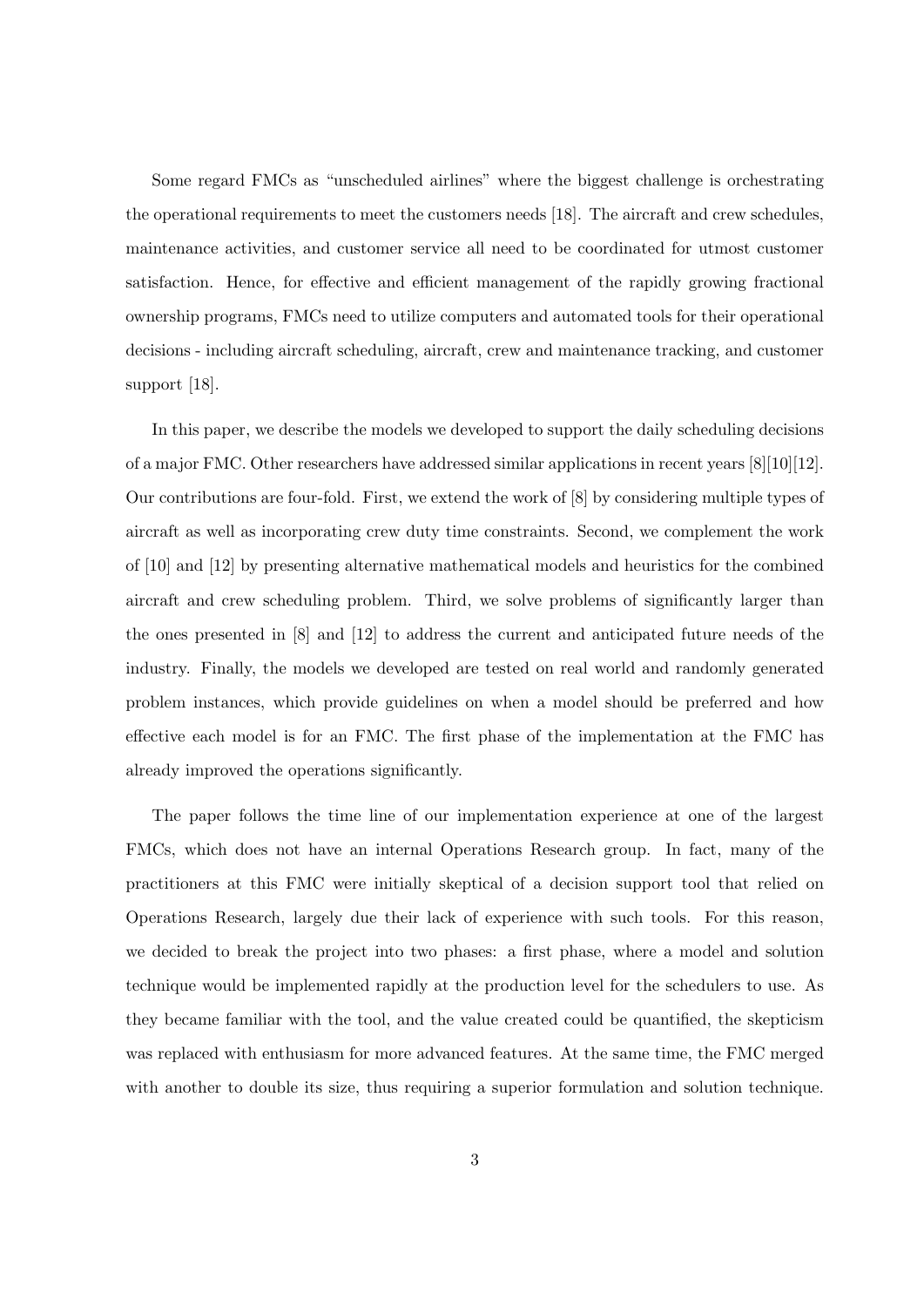Some regard FMCs as "unscheduled airlines" where the biggest challenge is orchestrating the operational requirements to meet the customers needs [18]. The aircraft and crew schedules, maintenance activities, and customer service all need to be coordinated for utmost customer satisfaction. Hence, for effective and efficient management of the rapidly growing fractional ownership programs, FMCs need to utilize computers and automated tools for their operational decisions - including aircraft scheduling, aircraft, crew and maintenance tracking, and customer support [18].

In this paper, we describe the models we developed to support the daily scheduling decisions of a major FMC. Other researchers have addressed similar applications in recent years [8][10][12]. Our contributions are four-fold. First, we extend the work of [8] by considering multiple types of aircraft as well as incorporating crew duty time constraints. Second, we complement the work of [10] and [12] by presenting alternative mathematical models and heuristics for the combined aircraft and crew scheduling problem. Third, we solve problems of significantly larger than the ones presented in [8] and [12] to address the current and anticipated future needs of the industry. Finally, the models we developed are tested on real world and randomly generated problem instances, which provide guidelines on when a model should be preferred and how effective each model is for an FMC. The first phase of the implementation at the FMC has already improved the operations significantly.

The paper follows the time line of our implementation experience at one of the largest FMCs, which does not have an internal Operations Research group. In fact, many of the practitioners at this FMC were initially skeptical of a decision support tool that relied on Operations Research, largely due their lack of experience with such tools. For this reason, we decided to break the project into two phases: a first phase, where a model and solution technique would be implemented rapidly at the production level for the schedulers to use. As they became familiar with the tool, and the value created could be quantified, the skepticism was replaced with enthusiasm for more advanced features. At the same time, the FMC merged with another to double its size, thus requiring a superior formulation and solution technique.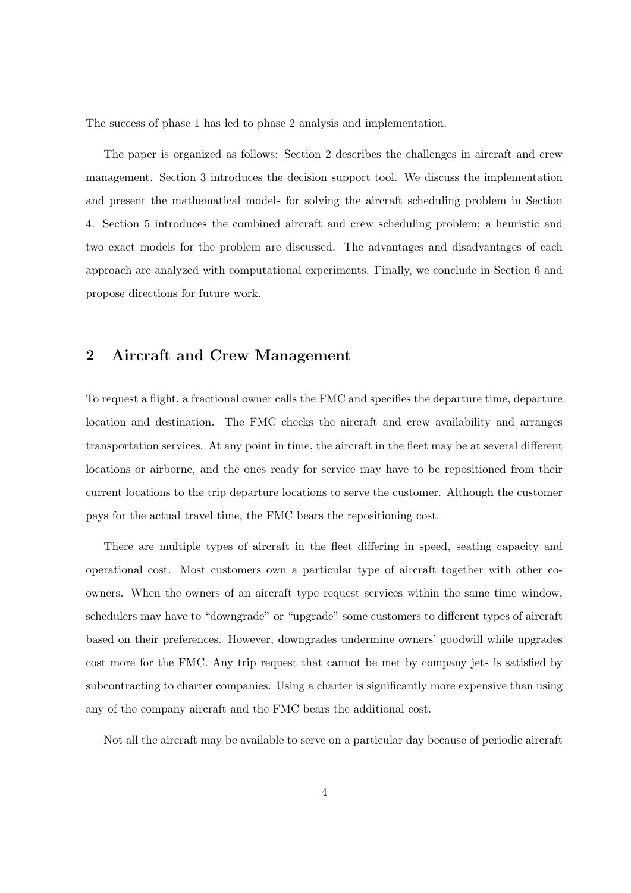The success of phase 1 has led to phase 2 analysis and implementation.

The paper is organized as follows: Section 2 describes the challenges in aircraft and crew management. Section 3 introduces the decision support tool. We discuss the implementation and present the mathematical models for solving the aircraft scheduling problem in Section 4. Section 5 introduces the combined aircraft and crew scheduling problem; a heuristic and two exact models for the problem are discussed. The advantages and disadvantages of each approach are analyzed with computational experiments. Finally, we conclude in Section 6 and propose directions for future work.

## 2 Aircraft and Crew Management

To request a flight, a fractional owner calls the FMC and specifies the departure time, departure location and destination. The FMC checks the aircraft and crew availability and arranges transportation services. At any point in time, the aircraft in the fleet may be at several different locations or airborne, and the ones ready for service may have to be repositioned from their current locations to the trip departure locations to serve the customer. Although the customer pays for the actual travel time, the FMC bears the repositioning cost.

There are multiple types of aircraft in the fleet differing in speed, seating capacity and operational cost. Most customers own a particular type of aircraft together with other co-owners. When the owners of an aircraft type request services within the same time window, schedulers may have to "downgrade" or "upgrade" some customers to different types of aircraft based on their preferences. However, downgrades undermine owners' goodwill while upgrades cost more for the FMC. Any trip request that cannot be met by company jets is satisfied by subcontracting to charter companies. Using a charter is significantly more expensive than using any of the company aircraft and the FMC bears the additional cost.

Not all the aircraft may be available to serve on a particular day because of periodic aircraft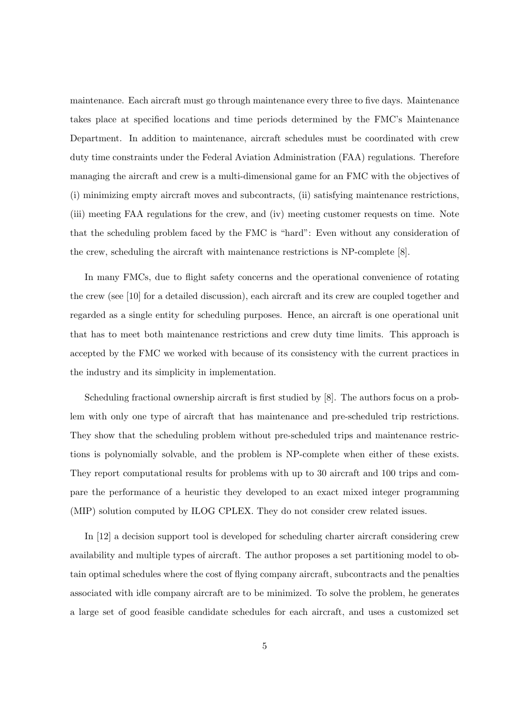maintenance. Each aircraft must go through maintenance every three to five days. Maintenance takes place at specified locations and time periods determined by the FMC's Maintenance Department. In addition to maintenance, aircraft schedules must be coordinated with crew duty time constraints under the Federal Aviation Administration (FAA) regulations. Therefore managing the aircraft and crew is a multi-dimensional game for an FMC with the objectives of (i) minimizing empty aircraft moves and subcontracts, (ii) satisfying maintenance restrictions, (iii) meeting FAA regulations for the crew, and (iv) meeting customer requests on time. Note that the scheduling problem faced by the FMC is "hard": Even without any consideration of the crew, scheduling the aircraft with maintenance restrictions is NP-complete [8].

In many FMCs, due to flight safety concerns and the operational convenience of rotating the crew (see [10] for a detailed discussion), each aircraft and its crew are coupled together and regarded as a single entity for scheduling purposes. Hence, an aircraft is one operational unit that has to meet both maintenance restrictions and crew duty time limits. This approach is accepted by the FMC we worked with because of its consistency with the current practices in the industry and its simplicity in implementation.

Scheduling fractional ownership aircraft is first studied by [8]. The authors focus on a problem with only one type of aircraft that has maintenance and pre-scheduled trip restrictions. They show that the scheduling problem without pre-scheduled trips and maintenance restrictions is polynomially solvable, and the problem is NP-complete when either of these exists. They report computational results for problems with up to 30 aircraft and 100 trips and compare the performance of a heuristic they developed to an exact mixed integer programming (MIP) solution computed by ILOG CPLEX. They do not consider crew related issues.

In [12] a decision support tool is developed for scheduling charter aircraft considering crew availability and multiple types of aircraft. The author proposes a set partitioning model to obtain optimal schedules where the cost of flying company aircraft, subcontracts and the penalties associated with idle company aircraft are to be minimized. To solve the problem, he generates a large set of good feasible candidate schedules for each aircraft, and uses a customized set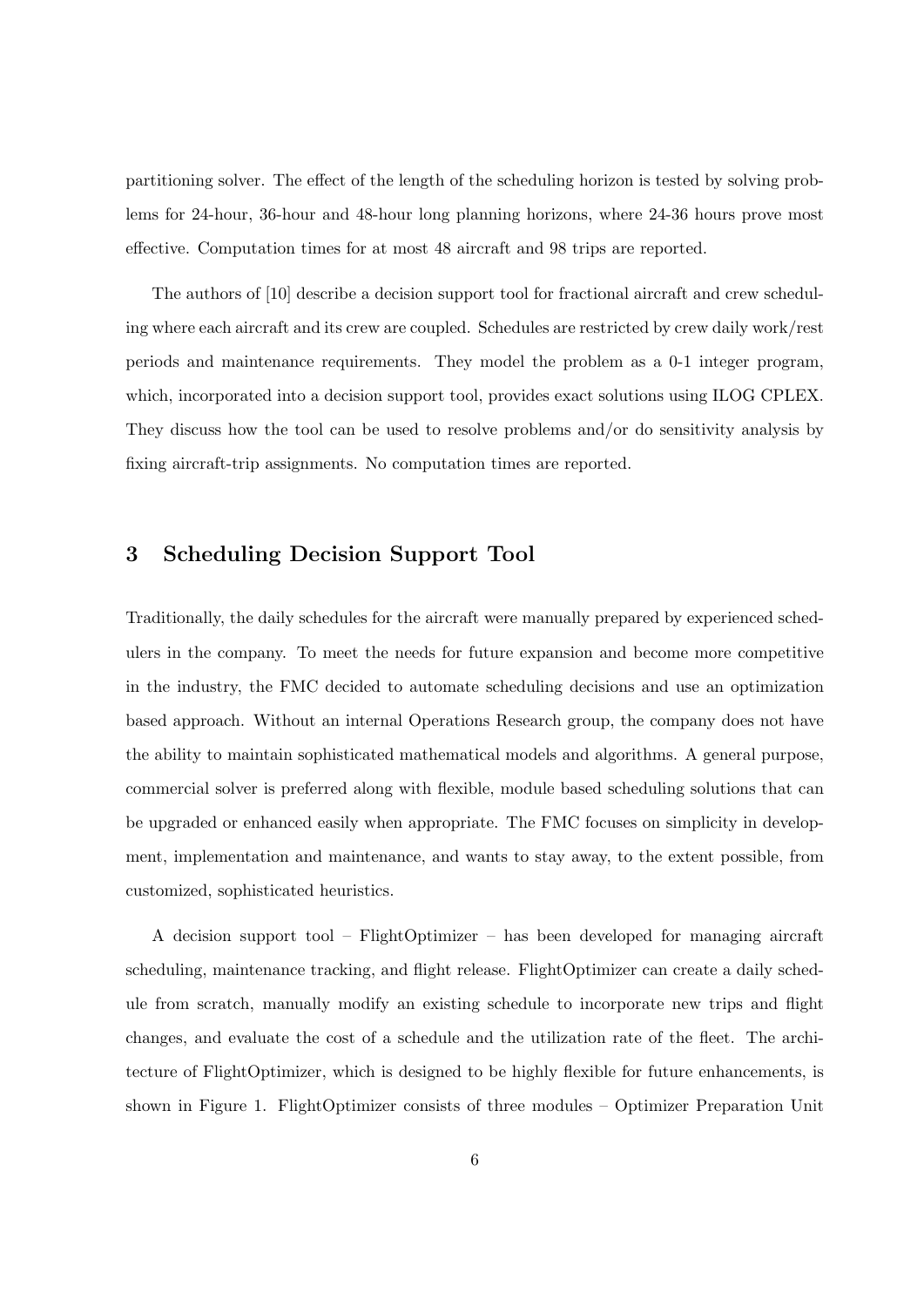partitioning solver. The effect of the length of the scheduling horizon is tested by solving problems for 24-hour, 36-hour and 48-hour long planning horizons, where 24-36 hours prove most effective. Computation times for at most 48 aircraft and 98 trips are reported.

The authors of [10] describe a decision support tool for fractional aircraft and crew scheduling where each aircraft and its crew are coupled. Schedules are restricted by crew daily work/rest periods and maintenance requirements. They model the problem as a 0-1 integer program, which, incorporated into a decision support tool, provides exact solutions using ILOG CPLEX. They discuss how the tool can be used to resolve problems and/or do sensitivity analysis by fixing aircraft-trip assignments. No computation times are reported.

## 3 Scheduling Decision Support Tool

Traditionally, the daily schedules for the aircraft were manually prepared by experienced schedulers in the company. To meet the needs for future expansion and become more competitive in the industry, the FMC decided to automate scheduling decisions and use an optimization based approach. Without an internal Operations Research group, the company does not have the ability to maintain sophisticated mathematical models and algorithms. A general purpose, commercial solver is preferred along with flexible, module based scheduling solutions that can be upgraded or enhanced easily when appropriate. The FMC focuses on simplicity in development, implementation and maintenance, and wants to stay away, to the extent possible, from customized, sophisticated heuristics.

A decision support tool – FlightOptimizer – has been developed for managing aircraft scheduling, maintenance tracking, and flight release. FlightOptimizer can create a daily schedule from scratch, manually modify an existing schedule to incorporate new trips and flight changes, and evaluate the cost of a schedule and the utilization rate of the fleet. The architecture of FlightOptimizer, which is designed to be highly flexible for future enhancements, is shown in Figure 1. FlightOptimizer consists of three modules – Optimizer Preparation Unit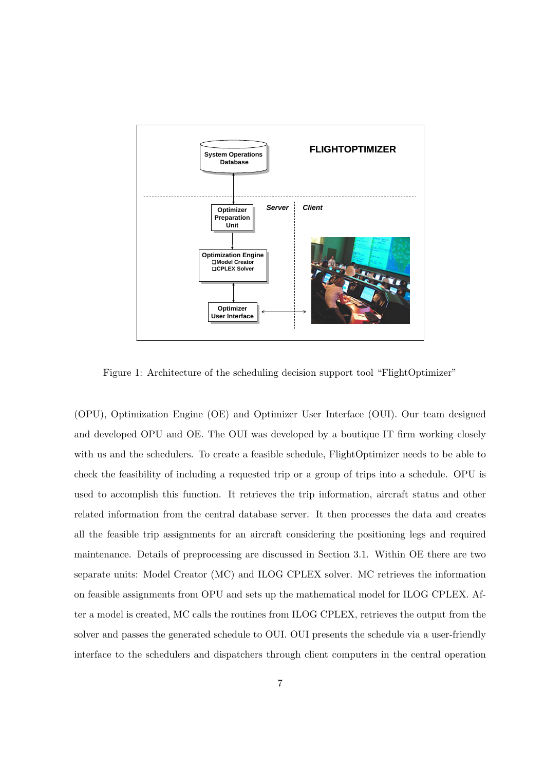Figure 1: Architecture of the scheduling decision support tool "FlightOptimizer"

(OPU), Optimization Engine (OE) and Optimizer User Interface (OUI). Our team designed and developed OPU and OE. The OUI was developed by a boutique IT firm working closely with us and the schedulers. To create a feasible schedule, FlightOptimizer needs to be able to check the feasibility of including a requested trip or a group of trips into a schedule. OPU is used to accomplish this function. It retrieves the trip information, aircraft status and other related information from the central database server. It then processes the data and creates all the feasible trip assignments for an aircraft considering the positioning legs and required maintenance. Details of preprocessing are discussed in Section 3.1. Within OE there are two separate units: Model Creator (MC) and ILOG CPLEX solver. MC retrieves the information on feasible assignments from OPU and sets up the mathematical model for ILOG CPLEX. After a model is created, MC calls the routines from ILOG CPLEX, retrieves the output from the solver and passes the generated schedule to OUI. OUI presents the schedule via a user-friendly interface to the schedulers and dispatchers through client computers in the central operation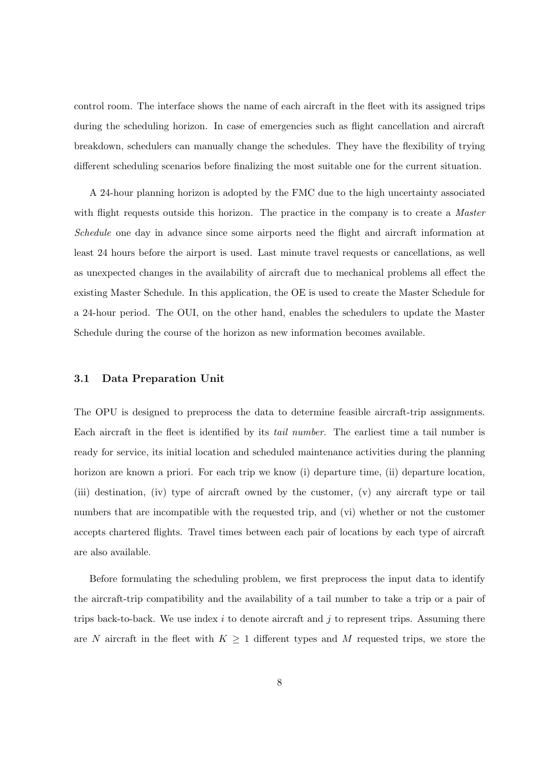control room. The interface shows the name of each aircraft in the fleet with its assigned trips during the scheduling horizon. In case of emergencies such as flight cancellation and aircraft breakdown, schedulers can manually change the schedules. They have the flexibility of trying different scheduling scenarios before finalizing the most suitable one for the current situation.

A 24-hour planning horizon is adopted by the FMC due to the high uncertainty associated with flight requests outside this horizon. The practice in the company is to create a *Master Schedule* one day in advance since some airports need the flight and aircraft information at least 24 hours before the airport is used. Last minute travel requests or cancellations, as well as unexpected changes in the availability of aircraft due to mechanical problems all effect the existing Master Schedule. In this application, the OE is used to create the Master Schedule for a 24-hour period. The OUI, on the other hand, enables the schedulers to update the Master Schedule during the course of the horizon as new information becomes available.

### 3.1 Data Preparation Unit

The OPU is designed to preprocess the data to determine feasible aircraft-trip assignments. Each aircraft in the fleet is identified by its *tail number*. The earliest time a tail number is ready for service, its initial location and scheduled maintenance activities during the planning horizon are known a priori. For each trip we know (i) departure time, (ii) departure location, (iii) destination, (iv) type of aircraft owned by the customer, (v) any aircraft type or tail numbers that are incompatible with the requested trip, and (vi) whether or not the customer accepts chartered flights. Travel times between each pair of locations by each type of aircraft are also available.

Before formulating the scheduling problem, we first preprocess the input data to identify the aircraft-trip compatibility and the availability of a tail number to take a trip or a pair of trips back-to-back. We use index $i$ to denote aircraft and $j$ to represent trips. Assuming there are $N$ aircraft in the fleet with $K \geq 1$ different types and $M$ requested trips, we store the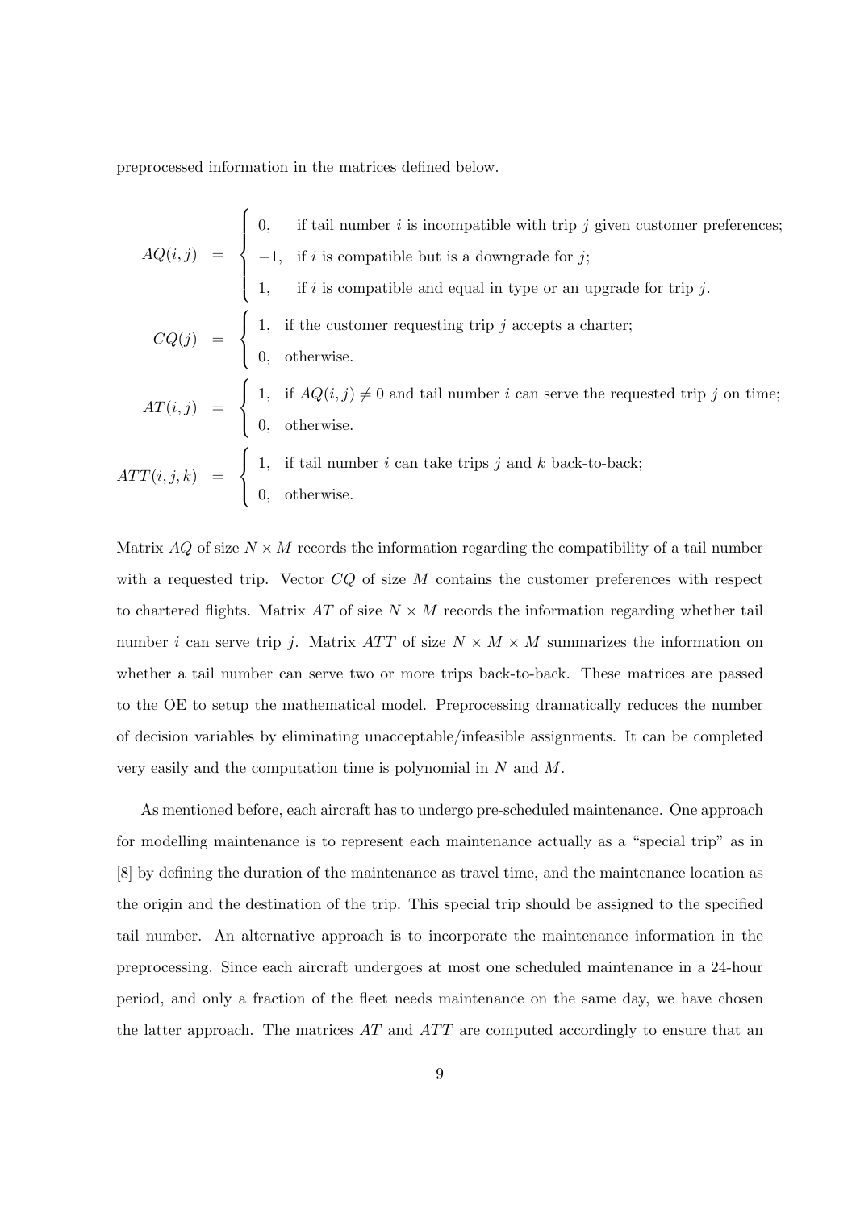preprocessed information in the matrices defined below.

$$
AQ(i,j) = \begin{cases} 0, & \text{if tail number } i \text{ is incompatible with trip } j \text{ given customer preferences;} \\ -1, & \text{if } i \text{ is compatible but is a downgrade for } j; \\ 1, & \text{if } i \text{ is compatible and equal in type or an upgrade for trip } j. \end{cases}
$$

$$
CQ(j) = \begin{cases} 1, & \text{if the customer requesting trip } j \text{ accepts a charter;} \\ 0, & \text{otherwise.} \end{cases}
$$

$$
AT(i,j) = \begin{cases} 1, & \text{if } AQ(i,j) \neq 0 \text{ and tail number } i \text{ can serve the requested trip } j \text{ on time;} \\ 0, & \text{otherwise.} \end{cases}
$$

$$
ATT(i,j,k) = \begin{cases} 1, & \text{if tail number } i \text{ can take trips } j \text{ and } k \text{ back-to-back;} \\ 0, & \text{otherwise.} \end{cases}
$$

Matrix $AQ$ of size $N \times M$ records the information regarding the compatibility of a tail number with a requested trip. Vector $CQ$ of size $M$ contains the customer preferences with respect to chartered flights. Matrix $AT$ of size $N \times M$ records the information regarding whether tail number $i$ can serve trip $j$. Matrix $ATT$ of size $N \times M \times M$ summarizes the information on whether a tail number can serve two or more trips back-to-back. These matrices are passed to the OE to setup the mathematical model. Preprocessing dramatically reduces the number of decision variables by eliminating unacceptable/infeasible assignments. It can be completed very easily and the computation time is polynomial in $N$ and $M$.

As mentioned before, each aircraft has to undergo pre-scheduled maintenance. One approach for modelling maintenance is to represent each maintenance actually as a "special trip" as in [8] by defining the duration of the maintenance as travel time, and the maintenance location as the origin and the destination of the trip. This special trip should be assigned to the specified tail number. An alternative approach is to incorporate the maintenance information in the preprocessing. Since each aircraft undergoes at most one scheduled maintenance in a 24-hour period, and only a fraction of the fleet needs maintenance on the same day, we have chosen the latter approach. The matrices $AT$ and $ATT$ are computed accordingly to ensure that an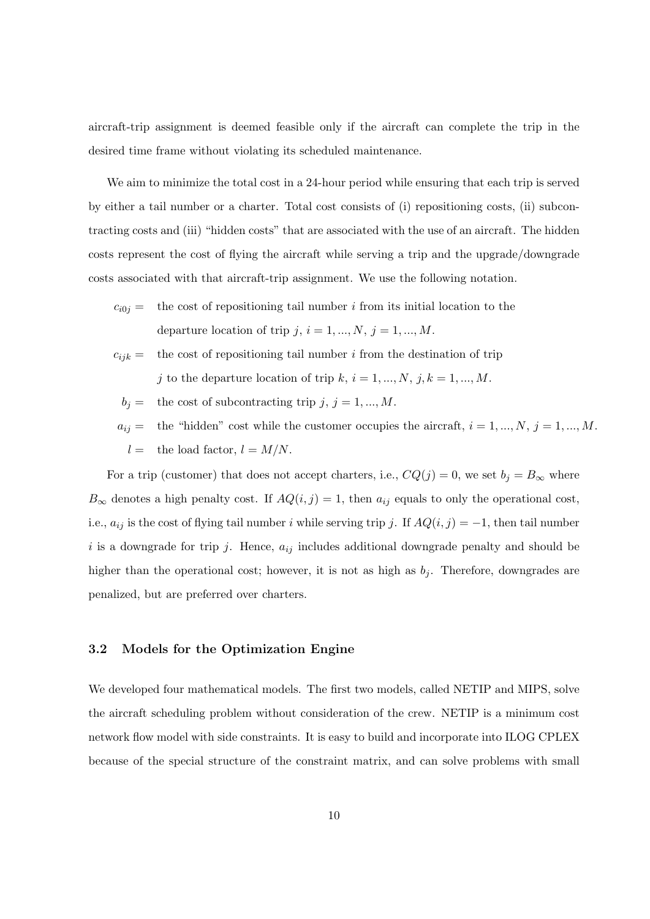aircraft-trip assignment is deemed feasible only if the aircraft can complete the trip in the desired time frame without violating its scheduled maintenance.

We aim to minimize the total cost in a 24-hour period while ensuring that each trip is served by either a tail number or a charter. Total cost consists of (i) repositioning costs, (ii) subcontracting costs and (iii) "hidden costs" that are associated with the use of an aircraft. The hidden costs represent the cost of flying the aircraft while serving a trip and the upgrade/downgrade costs associated with that aircraft-trip assignment. We use the following notation.

$c_{i0j} =$ the cost of repositioning tail number $i$ from its initial location to the departure location of trip $j$, $i = 1, ..., N$, $j = 1, ..., M$.

$c_{ijk} =$ the cost of repositioning tail number $i$ from the destination of trip $j$ to the departure location of trip $k$, $i = 1, ..., N$, $j, k = 1, ..., M$.

$b_j =$ the cost of subcontracting trip $j$, $j = 1, ..., M$.

$a_{ij} =$ the "hidden" cost while the customer occupies the aircraft, $i = 1, ..., N$, $j = 1, ..., M$.

$l =$ the load factor, $l = M/N$.

For a trip (customer) that does not accept charters, i.e., $CQ(j) = 0$, we set $b_j = B_\infty$ where $B_\infty$ denotes a high penalty cost. If $AQ(i, j) = 1$, then $a_{ij}$ equals to only the operational cost, i.e., $a_{ij}$ is the cost of flying tail number $i$ while serving trip $j$. If $AQ(i, j) = -1$, then tail number $i$ is a downgrade for trip $j$. Hence, $a_{ij}$ includes additional downgrade penalty and should be higher than the operational cost; however, it is not as high as $b_j$. Therefore, downgrades are penalized, but are preferred over charters.

### 3.2 Models for the Optimization Engine

We developed four mathematical models. The first two models, called NETIP and MIPS, solve the aircraft scheduling problem without consideration of the crew. NETIP is a minimum cost network flow model with side constraints. It is easy to build and incorporate into ILOG CPLEX because of the special structure of the constraint matrix, and can solve problems with small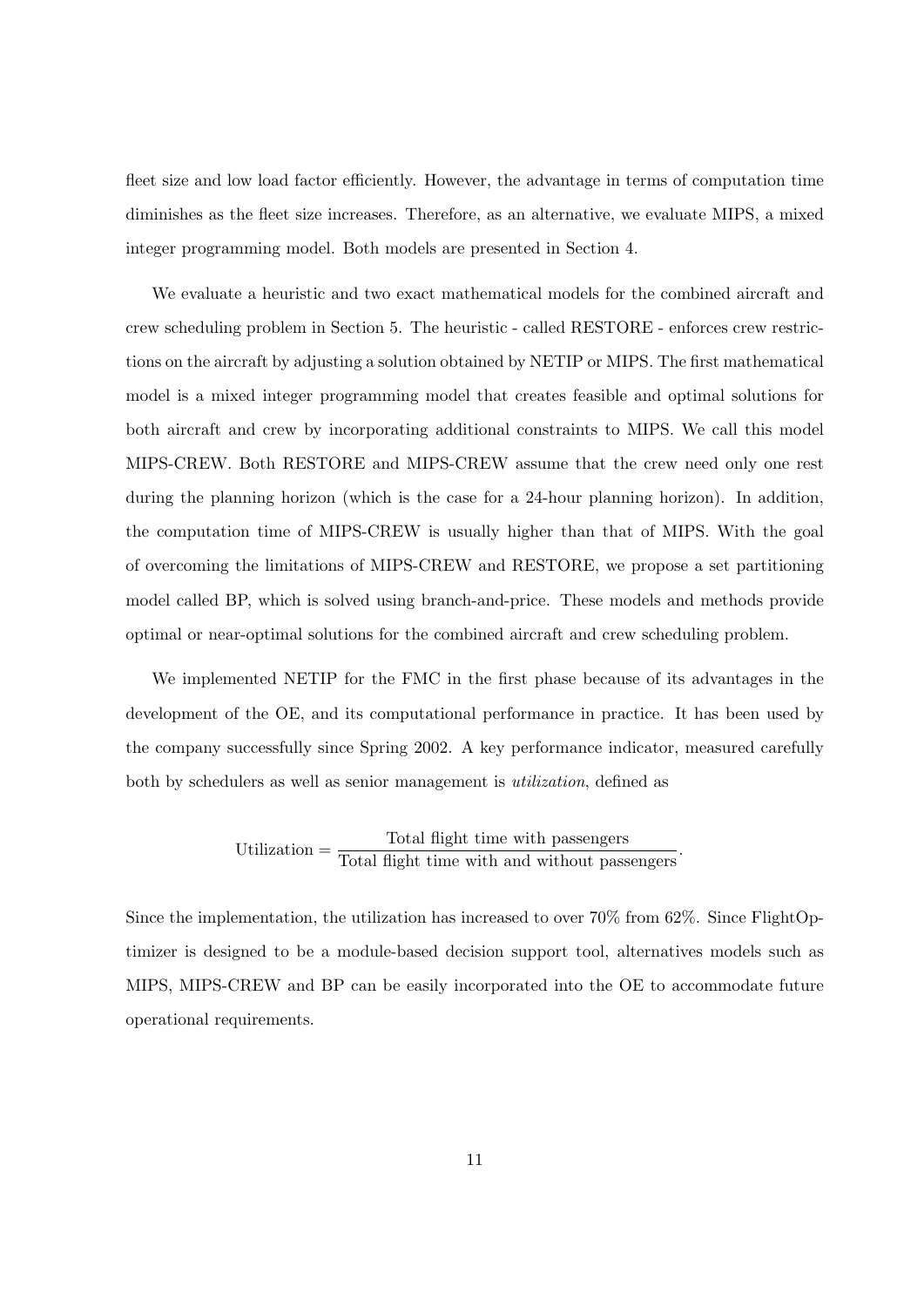fleet size and low load factor efficiently. However, the advantage in terms of computation time diminishes as the fleet size increases. Therefore, as an alternative, we evaluate MIPS, a mixed integer programming model. Both models are presented in Section 4.

We evaluate a heuristic and two exact mathematical models for the combined aircraft and crew scheduling problem in Section 5. The heuristic - called RESTORE - enforces crew restrictions on the aircraft by adjusting a solution obtained by NETIP or MIPS. The first mathematical model is a mixed integer programming model that creates feasible and optimal solutions for both aircraft and crew by incorporating additional constraints to MIPS. We call this model MIPS-CREW. Both RESTORE and MIPS-CREW assume that the crew need only one rest during the planning horizon (which is the case for a 24-hour planning horizon). In addition, the computation time of MIPS-CREW is usually higher than that of MIPS. With the goal of overcoming the limitations of MIPS-CREW and RESTORE, we propose a set partitioning model called BP, which is solved using branch-and-price. These models and methods provide optimal or near-optimal solutions for the combined aircraft and crew scheduling problem.

We implemented NETIP for the FMC in the first phase because of its advantages in the development of the OE, and its computational performance in practice. It has been used by the company successfully since Spring 2002. A key performance indicator, measured carefully both by schedulers as well as senior management is *utilization*, defined as

$$\text{Utilization} = \frac{\text{Total flight time with passengers}}{\text{Total flight time with and without passengers}}.$$

Since the implementation, the utilization has increased to over 70% from 62%. Since FlightOptimizer is designed to be a module-based decision support tool, alternatives models such as MIPS, MIPS-CREW and BP can be easily incorporated into the OE to accommodate future operational requirements.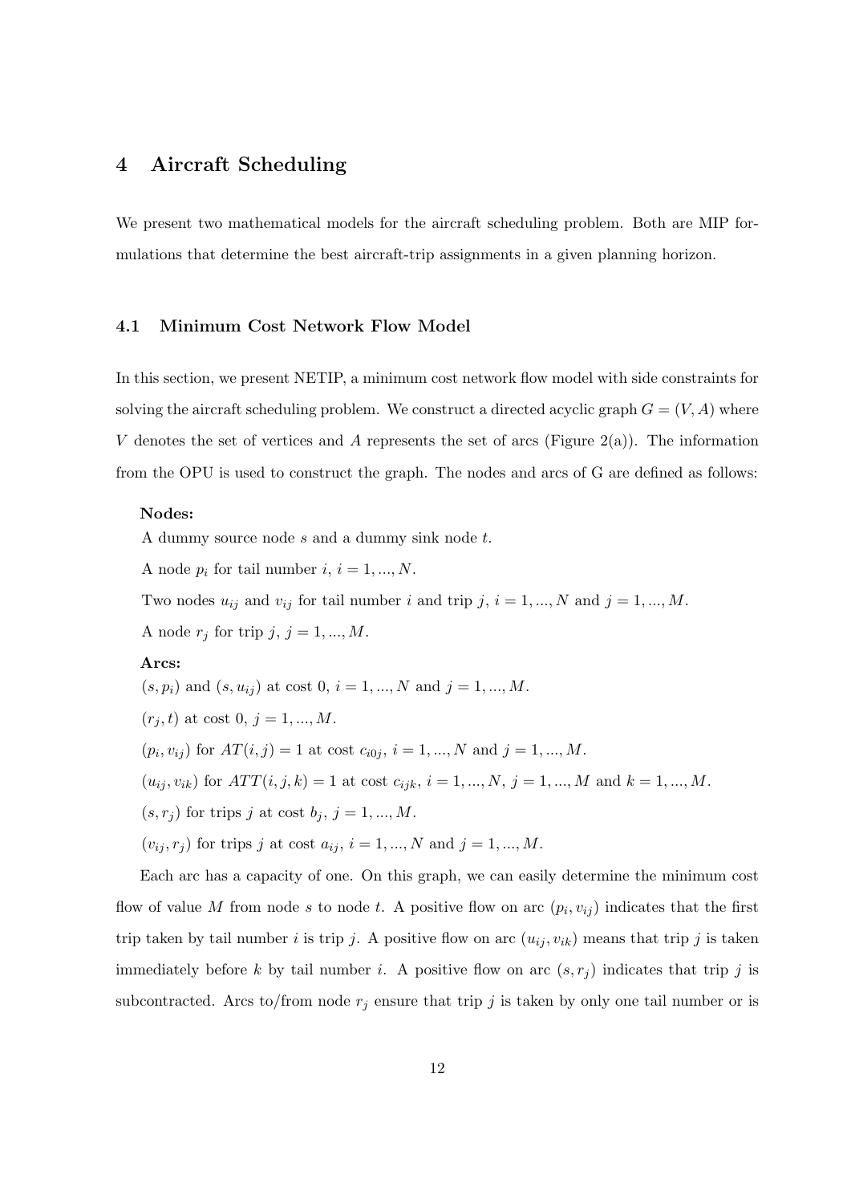# 4 Aircraft Scheduling

We present two mathematical models for the aircraft scheduling problem. Both are MIP formulations that determine the best aircraft-trip assignments in a given planning horizon.

## 4.1 Minimum Cost Network Flow Model

In this section, we present NETIP, a minimum cost network flow model with side constraints for solving the aircraft scheduling problem. We construct a directed acyclic graph $G = (V, A)$ where $V$ denotes the set of vertices and $A$ represents the set of arcs (Figure 2(a)). The information from the OPU is used to construct the graph. The nodes and arcs of G are defined as follows:

**Nodes:**

A dummy source node $s$ and a dummy sink node $t$.

A node $p_i$ for tail number $i$, $i = 1, ..., N$.

Two nodes $u_{ij}$ and $v_{ij}$ for tail number $i$ and trip $j$, $i = 1, ..., N$ and $j = 1, ..., M$.

A node $r_j$ for trip $j$, $j = 1, ..., M$.

**Arcs:**

$(s, p_i)$ and $(s, u_{ij})$ at cost 0, $i = 1, ..., N$ and $j = 1, ..., M$.

$(r_j, t)$ at cost 0, $j = 1, ..., M$.

$(p_i, v_{ij})$ for $AT(i, j) = 1$ at cost $c_{i0j}$, $i = 1, ..., N$ and $j = 1, ..., M$.

$(u_{ij}, v_{ik})$ for $ATT(i, j, k) = 1$ at cost $c_{ijk}$, $i = 1, ..., N$, $j = 1, ..., M$ and $k = 1, ..., M$.

$(s, r_j)$ for trips $j$ at cost $b_j$, $j = 1, ..., M$.

$(v_{ij}, r_j)$ for trips $j$ at cost $a_{ij}$, $i = 1, ..., N$ and $j = 1, ..., M$.

Each arc has a capacity of one. On this graph, we can easily determine the minimum cost flow of value $M$ from node $s$ to node $t$. A positive flow on arc $(p_i, v_{ij})$ indicates that the first trip taken by tail number $i$ is trip $j$. A positive flow on arc $(u_{ij}, v_{ik})$ means that trip $j$ is taken immediately before $k$ by tail number $i$. A positive flow on arc $(s, r_j)$ indicates that trip $j$ is subcontracted. Arcs to/from node $r_j$ ensure that trip $j$ is taken by only one tail number or is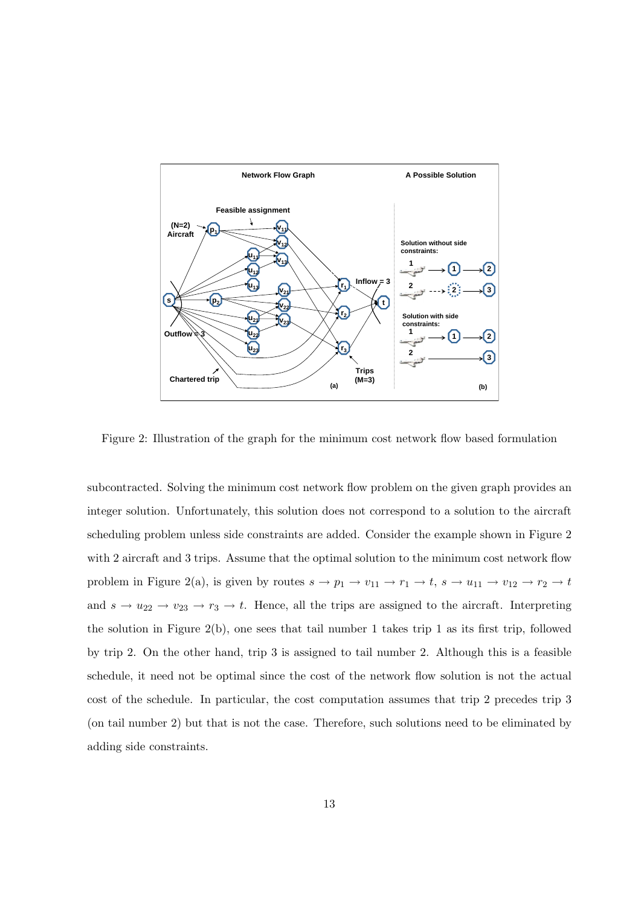Figure 2: Illustration of the graph for the minimum cost network flow based formulation

subcontracted. Solving the minimum cost network flow problem on the given graph provides an integer solution. Unfortunately, this solution does not correspond to a solution to the aircraft scheduling problem unless side constraints are added. Consider the example shown in Figure 2 with 2 aircraft and 3 trips. Assume that the optimal solution to the minimum cost network flow problem in Figure 2(a), is given by routes $s \rightarrow p_1 \rightarrow v_{11} \rightarrow r_1 \rightarrow t$, $s \rightarrow u_{11} \rightarrow v_{12} \rightarrow r_2 \rightarrow t$ and $s \rightarrow u_{22} \rightarrow v_{23} \rightarrow r_3 \rightarrow t$. Hence, all the trips are assigned to the aircraft. Interpreting the solution in Figure 2(b), one sees that tail number 1 takes trip 1 as its first trip, followed by trip 2. On the other hand, trip 3 is assigned to tail number 2. Although this is a feasible schedule, it need not be optimal since the cost of the network flow solution is not the actual cost of the schedule. In particular, the cost computation assumes that trip 2 precedes trip 3 (on tail number 2) but that is not the case. Therefore, such solutions need to be eliminated by adding side constraints.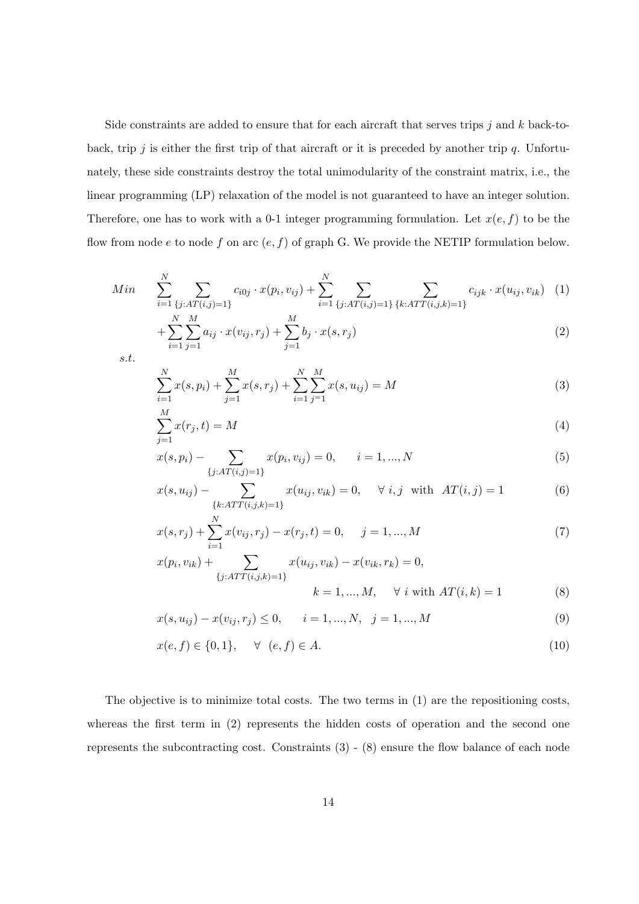Side constraints are added to ensure that for each aircraft that serves trips $j$ and $k$ back-to-back, trip $j$ is either the first trip of that aircraft or it is preceded by another trip $q$. Unfortunately, these side constraints destroy the total unimodularity of the constraint matrix, i.e., the linear programming (LP) relaxation of the model is not guaranteed to have an integer solution. Therefore, one has to work with a 0-1 integer programming formulation. Let $x(e, f)$ to be the flow from node $e$ to node $f$ on arc $(e, f)$ of graph G. We provide the NETIP formulation below.

$$Min \quad \sum_{i=1}^{N} \sum_{\{j:AT(i,j)=1\}} c_{i0j} \cdot x(p_i, v_{ij}) + \sum_{i=1}^{N} \sum_{\{j:AT(i,j)=1\}} \sum_{\{k:ATT(i,j,k)=1\}} c_{ijk} \cdot x(u_{ij}, v_{ik}) \quad (1)$$

$$+ \sum_{i=1}^{N} \sum_{j=1}^{M} a_{ij} \cdot x(v_{ij}, r_j) + \sum_{j=1}^{M} b_j \cdot x(s, r_j) \quad (2)$$

$s.t.$

$$\sum_{i=1}^{N} x(s, p_i) + \sum_{j=1}^{M} x(s, r_j) + \sum_{i=1}^{N} \sum_{j=1}^{M} x(s, u_{ij}) = M \quad (3)$$

$$\sum_{j=1}^{M} x(r_j, t) = M \quad (4)$$

$$x(s, p_i) - \sum_{\{j:AT(i,j)=1\}} x(p_i, v_{ij}) = 0, \qquad i = 1, ..., N \quad (5)$$

$$x(s, u_{ij}) - \sum_{\{k:ATT(i,j,k)=1\}} x(u_{ij}, v_{ik}) = 0, \quad \forall\ i, j \ \text{ with } \ AT(i, j) = 1 \quad (6)$$

$$x(s, r_j) + \sum_{i=1}^{N} x(v_{ij}, r_j) - x(r_j, t) = 0, \quad j = 1, ..., M \quad (7)$$

$$x(p_i, v_{ik}) + \sum_{\{j:ATT(i,j,k)=1\}} x(u_{ij}, v_{ik}) - x(v_{ik}, r_k) = 0,$$
$$k = 1, ..., M, \quad \forall\ i \text{ with } AT(i, k) = 1 \quad (8)$$

$$x(s, u_{ij}) - x(v_{ij}, r_j) \leq 0, \qquad i = 1, ..., N, \ \ j = 1, ..., M \quad (9)$$

$$x(e, f) \in \{0, 1\}, \quad \forall\ (e, f) \in A. \quad (10)$$

The objective is to minimize total costs. The two terms in (1) are the repositioning costs, whereas the first term in (2) represents the hidden costs of operation and the second one represents the subcontracting cost. Constraints (3) - (8) ensure the flow balance of each node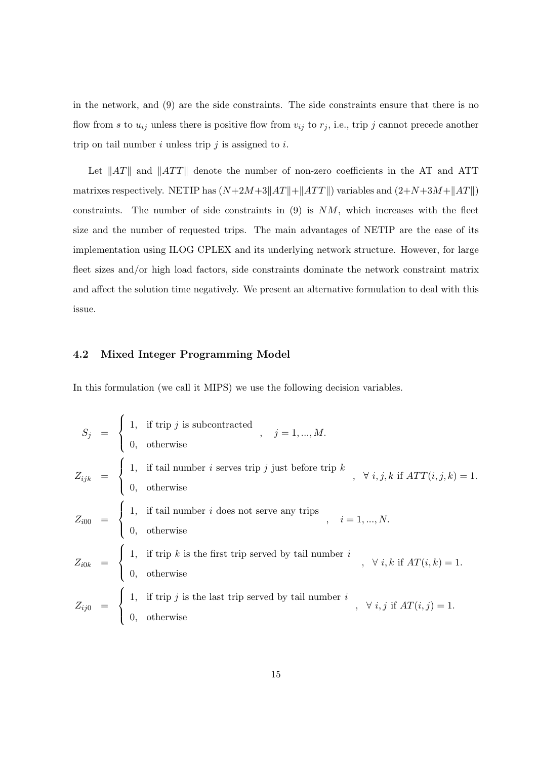in the network, and (9) are the side constraints. The side constraints ensure that there is no flow from $s$ to $u_{ij}$ unless there is positive flow from $v_{ij}$ to $r_j$, i.e., trip $j$ cannot precede another trip on tail number $i$ unless trip $j$ is assigned to $i$.

Let $\|AT\|$ and $\|ATT\|$ denote the number of non-zero coefficients in the AT and ATT matrixes respectively. NETIP has $(N+2M+3\|AT\|+\|ATT\|)$ variables and $(2+N+3M+\|AT\|)$ constraints. The number of side constraints in (9) is $NM$, which increases with the fleet size and the number of requested trips. The main advantages of NETIP are the ease of its implementation using ILOG CPLEX and its underlying network structure. However, for large fleet sizes and/or high load factors, side constraints dominate the network constraint matrix and affect the solution time negatively. We present an alternative formulation to deal with this issue.

### 4.2 Mixed Integer Programming Model

In this formulation (we call it MIPS) we use the following decision variables.

$$S_j = \begin{cases} 1, & \text{if trip } j \text{ is subcontracted} \\ 0, & \text{otherwise} \end{cases}, \quad j = 1, ..., M.$$

$$Z_{ijk} = \begin{cases} 1, & \text{if tail number } i \text{ serves trip } j \text{ just before trip } k \\ 0, & \text{otherwise} \end{cases}, \quad \forall\ i, j, k \text{ if } ATT(i, j, k) = 1.$$

$$Z_{i00} = \begin{cases} 1, & \text{if tail number } i \text{ does not serve any trips} \\ 0, & \text{otherwise} \end{cases}, \quad i = 1, ..., N.$$

$$Z_{i0k} = \begin{cases} 1, & \text{if trip } k \text{ is the first trip served by tail number } i \\ 0, & \text{otherwise} \end{cases}, \quad \forall\ i, k \text{ if } AT(i, k) = 1.$$

$$Z_{ij0} = \begin{cases} 1, & \text{if trip } j \text{ is the last trip served by tail number } i \\ 0, & \text{otherwise} \end{cases}, \quad \forall\ i, j \text{ if } AT(i, j) = 1.$$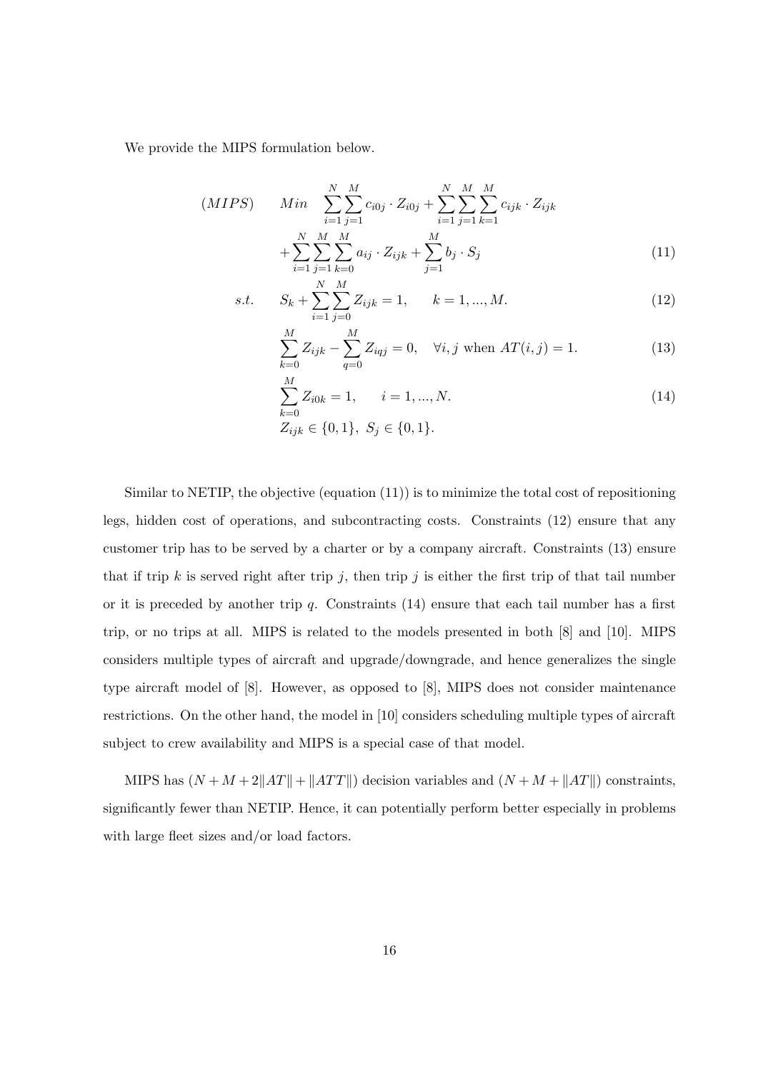We provide the MIPS formulation below.

$$
\begin{aligned}
(MIPS) \qquad Min \quad & \sum_{i=1}^{N}\sum_{j=1}^{M} c_{i0j} \cdot Z_{i0j} + \sum_{i=1}^{N}\sum_{j=1}^{M}\sum_{k=1}^{M} c_{ijk} \cdot Z_{ijk} \\
& + \sum_{i=1}^{N}\sum_{j=1}^{M}\sum_{k=0}^{M} a_{ij} \cdot Z_{ijk} + \sum_{j=1}^{M} b_j \cdot S_j \qquad (11)
\end{aligned}
$$

$$
s.t. \qquad S_k + \sum_{i=1}^{N}\sum_{j=0}^{M} Z_{ijk} = 1, \qquad k = 1, ..., M. \qquad (12)
$$

$$
\sum_{k=0}^{M} Z_{ijk} - \sum_{q=0}^{M} Z_{iqj} = 0, \quad \forall i, j \text{ when } AT(i,j) = 1. \qquad (13)
$$

$$
\sum_{k=0}^{M} Z_{i0k} = 1, \qquad i = 1, ..., N. \qquad (14)
$$

$$
Z_{ijk} \in \{0,1\}, \; S_j \in \{0,1\}.
$$

Similar to NETIP, the objective (equation (11)) is to minimize the total cost of repositioning legs, hidden cost of operations, and subcontracting costs. Constraints (12) ensure that any customer trip has to be served by a charter or by a company aircraft. Constraints (13) ensure that if trip $k$ is served right after trip $j$, then trip $j$ is either the first trip of that tail number or it is preceded by another trip $q$. Constraints (14) ensure that each tail number has a first trip, or no trips at all. MIPS is related to the models presented in both [8] and [10]. MIPS considers multiple types of aircraft and upgrade/downgrade, and hence generalizes the single type aircraft model of [8]. However, as opposed to [8], MIPS does not consider maintenance restrictions. On the other hand, the model in [10] considers scheduling multiple types of aircraft subject to crew availability and MIPS is a special case of that model.

MIPS has $(N + M + 2\|AT\| + \|ATT\|)$ decision variables and $(N + M + \|AT\|)$ constraints, significantly fewer than NETIP. Hence, it can potentially perform better especially in problems with large fleet sizes and/or load factors.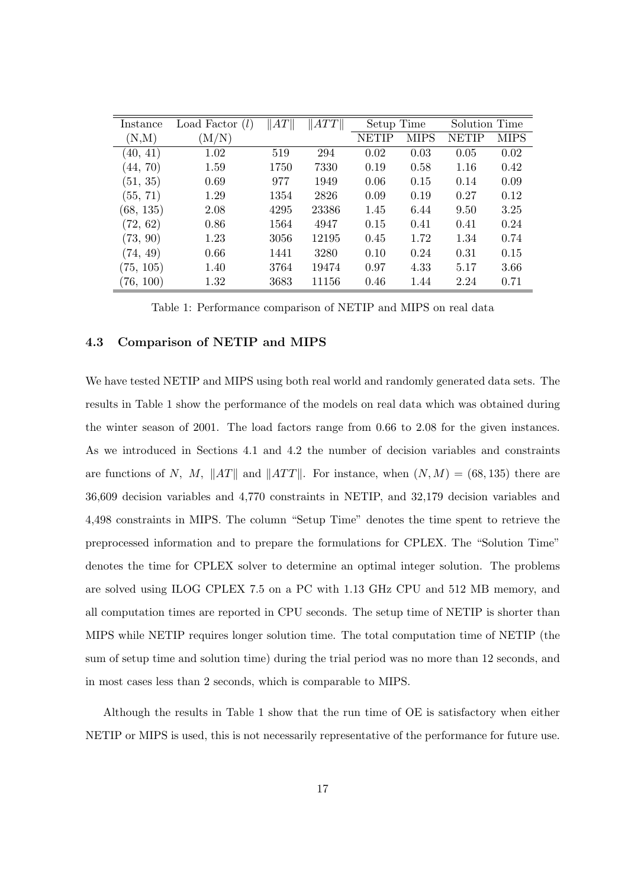| Instance | Load Factor ($l$) | $\|AT\|$ | $\|ATT\|$ | Setup Time | | Solution Time | |
|---|---|---|---|---|---|---|---|
| (N,M) | (M/N) | | | NETIP | MIPS | NETIP | MIPS |
| (40, 41) | 1.02 | 519 | 294 | 0.02 | 0.03 | 0.05 | 0.02 |
| (44, 70) | 1.59 | 1750 | 7330 | 0.19 | 0.58 | 1.16 | 0.42 |
| (51, 35) | 0.69 | 977 | 1949 | 0.06 | 0.15 | 0.14 | 0.09 |
| (55, 71) | 1.29 | 1354 | 2826 | 0.09 | 0.19 | 0.27 | 0.12 |
| (68, 135) | 2.08 | 4295 | 23386 | 1.45 | 6.44 | 9.50 | 3.25 |
| (72, 62) | 0.86 | 1564 | 4947 | 0.15 | 0.41 | 0.41 | 0.24 |
| (73, 90) | 1.23 | 3056 | 12195 | 0.45 | 1.72 | 1.34 | 0.74 |
| (74, 49) | 0.66 | 1441 | 3280 | 0.10 | 0.24 | 0.31 | 0.15 |
| (75, 105) | 1.40 | 3764 | 19474 | 0.97 | 4.33 | 5.17 | 3.66 |
| (76, 100) | 1.32 | 3683 | 11156 | 0.46 | 1.44 | 2.24 | 0.71 |

Table 1: Performance comparison of NETIP and MIPS on real data

### 4.3 Comparison of NETIP and MIPS

We have tested NETIP and MIPS using both real world and randomly generated data sets. The results in Table 1 show the performance of the models on real data which was obtained during the winter season of 2001. The load factors range from 0.66 to 2.08 for the given instances. As we introduced in Sections 4.1 and 4.2 the number of decision variables and constraints are functions of $N$, $M$, $\|AT\|$ and $\|ATT\|$. For instance, when $(N, M) = (68, 135)$ there are 36,609 decision variables and 4,770 constraints in NETIP, and 32,179 decision variables and 4,498 constraints in MIPS. The column "Setup Time" denotes the time spent to retrieve the preprocessed information and to prepare the formulations for CPLEX. The "Solution Time" denotes the time for CPLEX solver to determine an optimal integer solution. The problems are solved using ILOG CPLEX 7.5 on a PC with 1.13 GHz CPU and 512 MB memory, and all computation times are reported in CPU seconds. The setup time of NETIP is shorter than MIPS while NETIP requires longer solution time. The total computation time of NETIP (the sum of setup time and solution time) during the trial period was no more than 12 seconds, and in most cases less than 2 seconds, which is comparable to MIPS.

Although the results in Table 1 show that the run time of OE is satisfactory when either NETIP or MIPS is used, this is not necessarily representative of the performance for future use.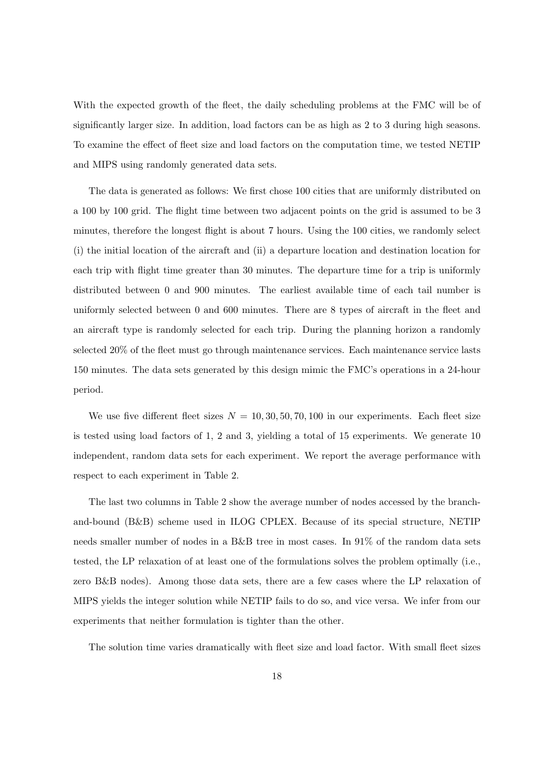With the expected growth of the fleet, the daily scheduling problems at the FMC will be of significantly larger size. In addition, load factors can be as high as 2 to 3 during high seasons. To examine the effect of fleet size and load factors on the computation time, we tested NETIP and MIPS using randomly generated data sets.

The data is generated as follows: We first chose 100 cities that are uniformly distributed on a 100 by 100 grid. The flight time between two adjacent points on the grid is assumed to be 3 minutes, therefore the longest flight is about 7 hours. Using the 100 cities, we randomly select (i) the initial location of the aircraft and (ii) a departure location and destination location for each trip with flight time greater than 30 minutes. The departure time for a trip is uniformly distributed between 0 and 900 minutes. The earliest available time of each tail number is uniformly selected between 0 and 600 minutes. There are 8 types of aircraft in the fleet and an aircraft type is randomly selected for each trip. During the planning horizon a randomly selected 20% of the fleet must go through maintenance services. Each maintenance service lasts 150 minutes. The data sets generated by this design mimic the FMC's operations in a 24-hour period.

We use five different fleet sizes $N = 10, 30, 50, 70, 100$ in our experiments. Each fleet size is tested using load factors of 1, 2 and 3, yielding a total of 15 experiments. We generate 10 independent, random data sets for each experiment. We report the average performance with respect to each experiment in Table 2.

The last two columns in Table 2 show the average number of nodes accessed by the branch-and-bound (B&B) scheme used in ILOG CPLEX. Because of its special structure, NETIP needs smaller number of nodes in a B&B tree in most cases. In 91% of the random data sets tested, the LP relaxation of at least one of the formulations solves the problem optimally (i.e., zero B&B nodes). Among those data sets, there are a few cases where the LP relaxation of MIPS yields the integer solution while NETIP fails to do so, and vice versa. We infer from our experiments that neither formulation is tighter than the other.

The solution time varies dramatically with fleet size and load factor. With small fleet sizes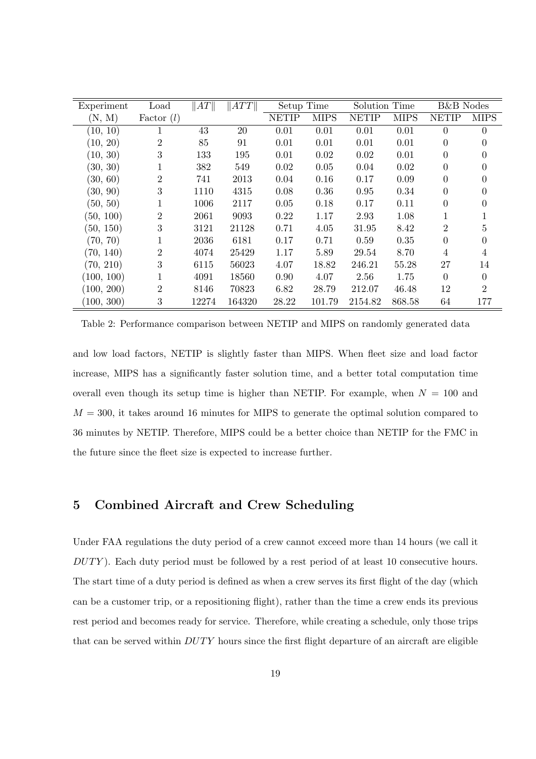| Experiment | Load | $\|AT\|$ | $\|ATT\|$ | Setup Time | | Solution Time | | B&B Nodes | |
|---|---|---|---|---|---|---|---|---|---|
| (N, M) | Factor ($l$) | | | NETIP | MIPS | NETIP | MIPS | NETIP | MIPS |
| (10, 10) | 1 | 43 | 20 | 0.01 | 0.01 | 0.01 | 0.01 | 0 | 0 |
| (10, 20) | 2 | 85 | 91 | 0.01 | 0.01 | 0.01 | 0.01 | 0 | 0 |
| (10, 30) | 3 | 133 | 195 | 0.01 | 0.02 | 0.02 | 0.01 | 0 | 0 |
| (30, 30) | 1 | 382 | 549 | 0.02 | 0.05 | 0.04 | 0.02 | 0 | 0 |
| (30, 60) | 2 | 741 | 2013 | 0.04 | 0.16 | 0.17 | 0.09 | 0 | 0 |
| (30, 90) | 3 | 1110 | 4315 | 0.08 | 0.36 | 0.95 | 0.34 | 0 | 0 |
| (50, 50) | 1 | 1006 | 2117 | 0.05 | 0.18 | 0.17 | 0.11 | 0 | 0 |
| (50, 100) | 2 | 2061 | 9093 | 0.22 | 1.17 | 2.93 | 1.08 | 1 | 1 |
| (50, 150) | 3 | 3121 | 21128 | 0.71 | 4.05 | 31.95 | 8.42 | 2 | 5 |
| (70, 70) | 1 | 2036 | 6181 | 0.17 | 0.71 | 0.59 | 0.35 | 0 | 0 |
| (70, 140) | 2 | 4074 | 25429 | 1.17 | 5.89 | 29.54 | 8.70 | 4 | 4 |
| (70, 210) | 3 | 6115 | 56023 | 4.07 | 18.82 | 246.21 | 55.28 | 27 | 14 |
| (100, 100) | 1 | 4091 | 18560 | 0.90 | 4.07 | 2.56 | 1.75 | 0 | 0 |
| (100, 200) | 2 | 8146 | 70823 | 6.82 | 28.79 | 212.07 | 46.48 | 12 | 2 |
| (100, 300) | 3 | 12274 | 164320 | 28.22 | 101.79 | 2154.82 | 868.58 | 64 | 177 |

Table 2: Performance comparison between NETIP and MIPS on randomly generated data

and low load factors, NETIP is slightly faster than MIPS. When fleet size and load factor increase, MIPS has a significantly faster solution time, and a better total computation time overall even though its setup time is higher than NETIP. For example, when $N = 100$ and $M = 300$, it takes around 16 minutes for MIPS to generate the optimal solution compared to 36 minutes by NETIP. Therefore, MIPS could be a better choice than NETIP for the FMC in the future since the fleet size is expected to increase further.

## 5 Combined Aircraft and Crew Scheduling

Under FAA regulations the duty period of a crew cannot exceed more than 14 hours (we call it $DUTY$). Each duty period must be followed by a rest period of at least 10 consecutive hours. The start time of a duty period is defined as when a crew serves its first flight of the day (which can be a customer trip, or a repositioning flight), rather than the time a crew ends its previous rest period and becomes ready for service. Therefore, while creating a schedule, only those trips that can be served within $DUTY$ hours since the first flight departure of an aircraft are eligible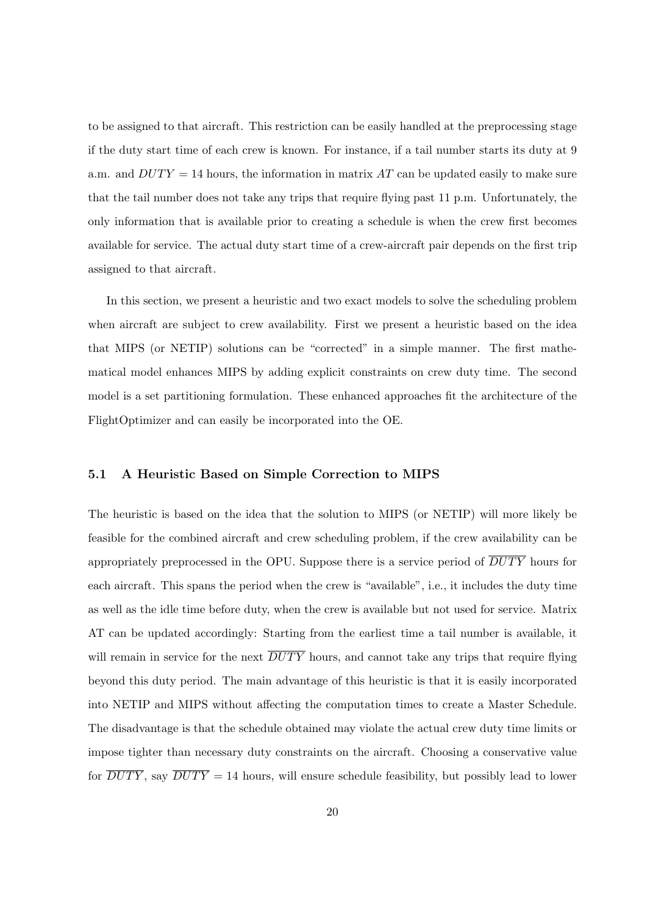to be assigned to that aircraft. This restriction can be easily handled at the preprocessing stage if the duty start time of each crew is known. For instance, if a tail number starts its duty at 9 a.m. and $DUTY = 14$ hours, the information in matrix $AT$ can be updated easily to make sure that the tail number does not take any trips that require flying past 11 p.m. Unfortunately, the only information that is available prior to creating a schedule is when the crew first becomes available for service. The actual duty start time of a crew-aircraft pair depends on the first trip assigned to that aircraft.

In this section, we present a heuristic and two exact models to solve the scheduling problem when aircraft are subject to crew availability. First we present a heuristic based on the idea that MIPS (or NETIP) solutions can be "corrected" in a simple manner. The first mathematical model enhances MIPS by adding explicit constraints on crew duty time. The second model is a set partitioning formulation. These enhanced approaches fit the architecture of the FlightOptimizer and can easily be incorporated into the OE.

### 5.1 A Heuristic Based on Simple Correction to MIPS

The heuristic is based on the idea that the solution to MIPS (or NETIP) will more likely be feasible for the combined aircraft and crew scheduling problem, if the crew availability can be appropriately preprocessed in the OPU. Suppose there is a service period of $\overline{DUTY}$ hours for each aircraft. This spans the period when the crew is "available", i.e., it includes the duty time as well as the idle time before duty, when the crew is available but not used for service. Matrix AT can be updated accordingly: Starting from the earliest time a tail number is available, it will remain in service for the next $\overline{DUTY}$ hours, and cannot take any trips that require flying beyond this duty period. The main advantage of this heuristic is that it is easily incorporated into NETIP and MIPS without affecting the computation times to create a Master Schedule. The disadvantage is that the schedule obtained may violate the actual crew duty time limits or impose tighter than necessary duty constraints on the aircraft. Choosing a conservative value for $\overline{DUTY}$, say $\overline{DUTY} = 14$ hours, will ensure schedule feasibility, but possibly lead to lower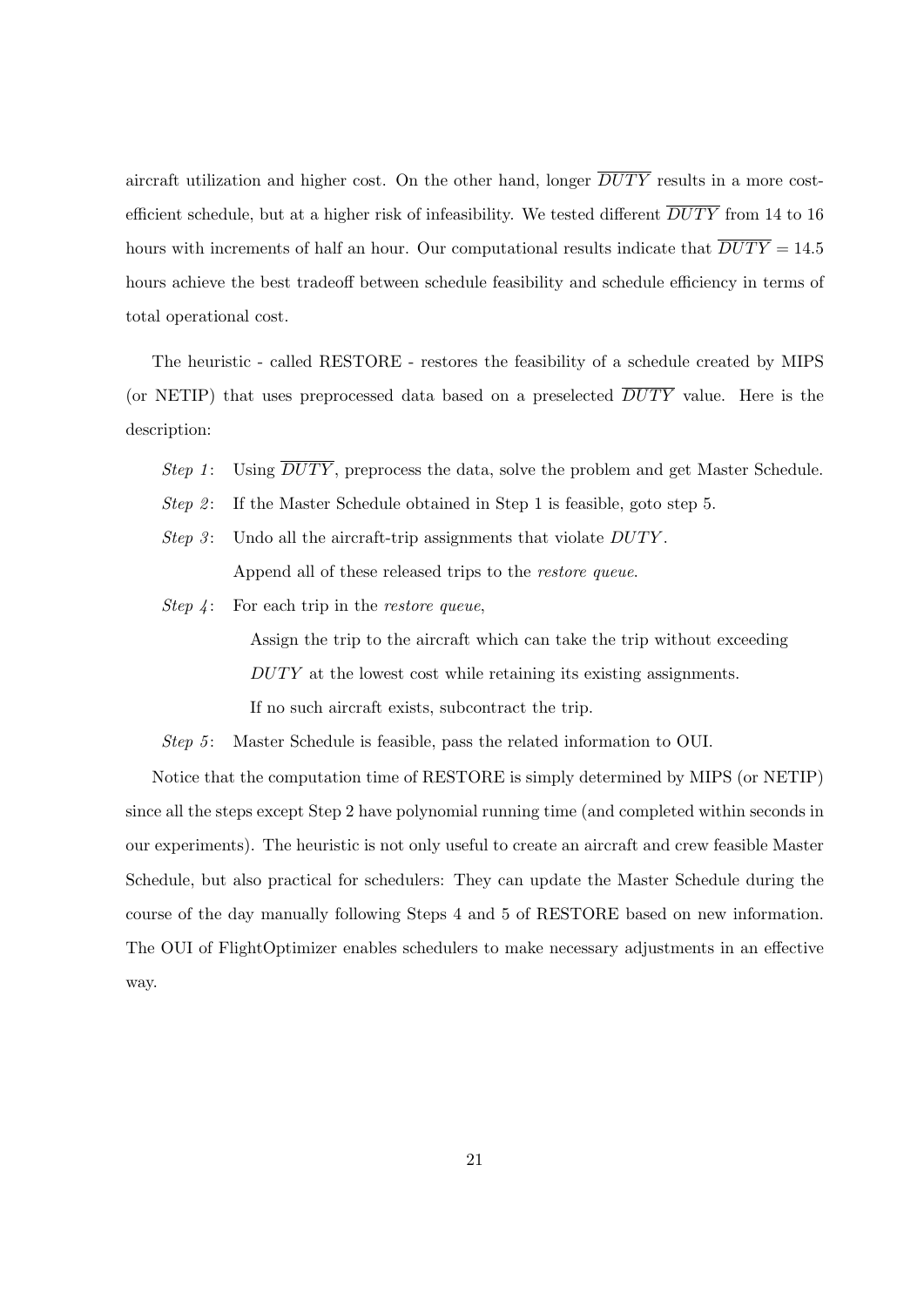aircraft utilization and higher cost. On the other hand, longer $\overline{DUTY}$ results in a more cost-efficient schedule, but at a higher risk of infeasibility. We tested different $\overline{DUTY}$ from 14 to 16 hours with increments of half an hour. Our computational results indicate that $\overline{DUTY} = 14.5$ hours achieve the best tradeoff between schedule feasibility and schedule efficiency in terms of total operational cost.

The heuristic - called RESTORE - restores the feasibility of a schedule created by MIPS (or NETIP) that uses preprocessed data based on a preselected $\overline{DUTY}$ value. Here is the description:

*Step 1*: Using $\overline{DUTY}$, preprocess the data, solve the problem and get Master Schedule.

*Step 2*: If the Master Schedule obtained in Step 1 is feasible, goto step 5.

*Step 3*: Undo all the aircraft-trip assignments that violate $DUTY$.
Append all of these released trips to the *restore queue*.

*Step 4*: For each trip in the *restore queue*,
Assign the trip to the aircraft which can take the trip without exceeding $DUTY$ at the lowest cost while retaining its existing assignments.
If no such aircraft exists, subcontract the trip.

*Step 5*: Master Schedule is feasible, pass the related information to OUI.

Notice that the computation time of RESTORE is simply determined by MIPS (or NETIP) since all the steps except Step 2 have polynomial running time (and completed within seconds in our experiments). The heuristic is not only useful to create an aircraft and crew feasible Master Schedule, but also practical for schedulers: They can update the Master Schedule during the course of the day manually following Steps 4 and 5 of RESTORE based on new information. The OUI of FlightOptimizer enables schedulers to make necessary adjustments in an effective way.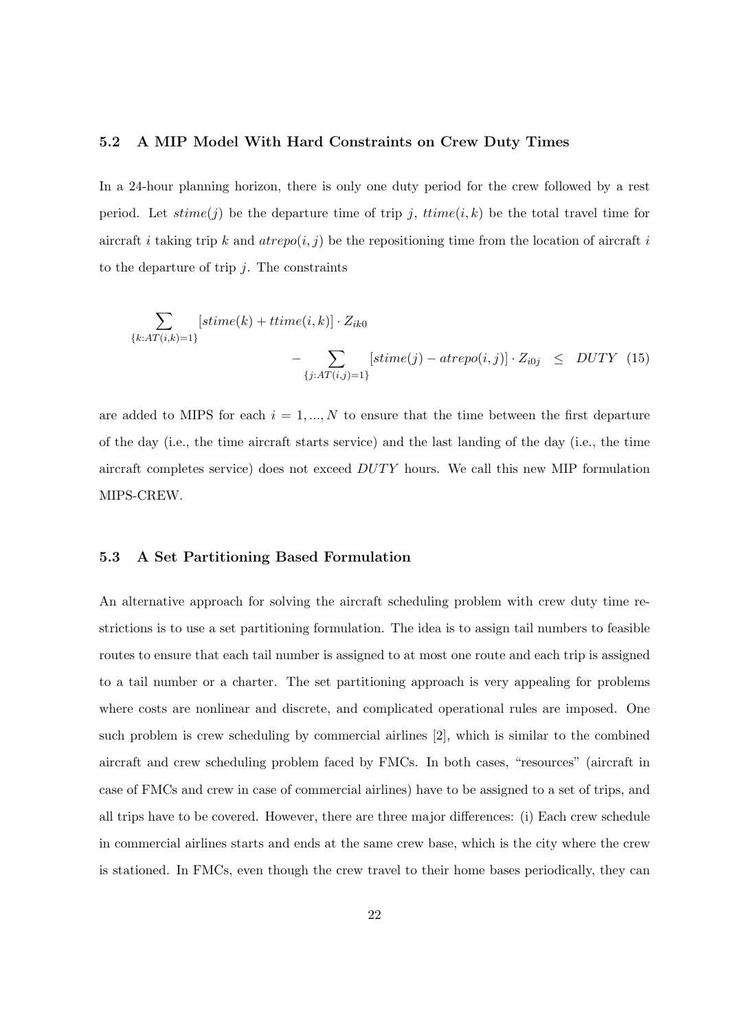### 5.2 A MIP Model With Hard Constraints on Crew Duty Times

In a 24-hour planning horizon, there is only one duty period for the crew followed by a rest period. Let $stime(j)$ be the departure time of trip $j$, $ttime(i,k)$ be the total travel time for aircraft $i$ taking trip $k$ and $atrepo(i,j)$ be the repositioning time from the location of aircraft $i$ to the departure of trip $j$. The constraints

$$\sum_{\{k:AT(i,k)=1\}} [stime(k) + ttime(i,k)] \cdot Z_{ik0} - \sum_{\{j:AT(i,j)=1\}} [stime(j) - atrepo(i,j)] \cdot Z_{i0j} \leq DUTY \quad (15)$$

are added to MIPS for each $i = 1, ..., N$ to ensure that the time between the first departure of the day (i.e., the time aircraft starts service) and the last landing of the day (i.e., the time aircraft completes service) does not exceed $DUTY$ hours. We call this new MIP formulation MIPS-CREW.

### 5.3 A Set Partitioning Based Formulation

An alternative approach for solving the aircraft scheduling problem with crew duty time restrictions is to use a set partitioning formulation. The idea is to assign tail numbers to feasible routes to ensure that each tail number is assigned to at most one route and each trip is assigned to a tail number or a charter. The set partitioning approach is very appealing for problems where costs are nonlinear and discrete, and complicated operational rules are imposed. One such problem is crew scheduling by commercial airlines [2], which is similar to the combined aircraft and crew scheduling problem faced by FMCs. In both cases, "resources" (aircraft in case of FMCs and crew in case of commercial airlines) have to be assigned to a set of trips, and all trips have to be covered. However, there are three major differences: (i) Each crew schedule in commercial airlines starts and ends at the same crew base, which is the city where the crew is stationed. In FMCs, even though the crew travel to their home bases periodically, they can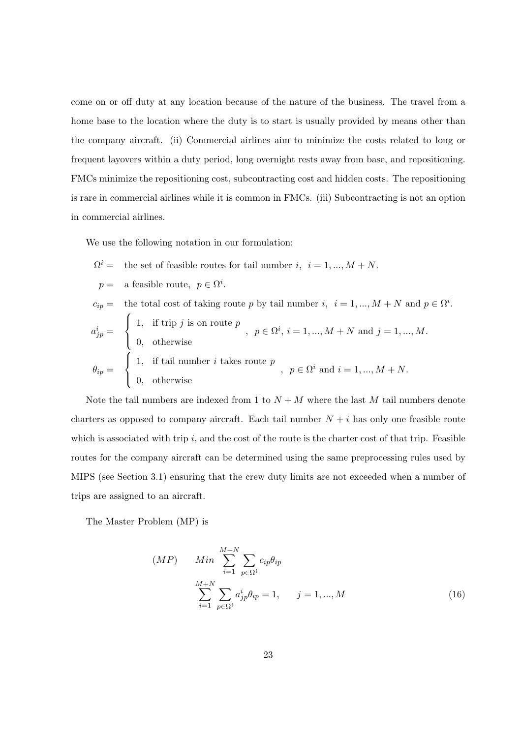come on or off duty at any location because of the nature of the business. The travel from a home base to the location where the duty is to start is usually provided by means other than the company aircraft. (ii) Commercial airlines aim to minimize the costs related to long or frequent layovers within a duty period, long overnight rests away from base, and repositioning. FMCs minimize the repositioning cost, subcontracting cost and hidden costs. The repositioning is rare in commercial airlines while it is common in FMCs. (iii) Subcontracting is not an option in commercial airlines.

We use the following notation in our formulation:

$\Omega^i =$ the set of feasible routes for tail number $i$, $i = 1, ..., M + N$.

$p =$ a feasible route, $p \in \Omega^i$.

$c_{ip} =$ the total cost of taking route $p$ by tail number $i$, $i = 1, ..., M + N$ and $p \in \Omega^i$.

$$a^i_{jp} = \begin{cases} 1, & \text{if trip } j \text{ is on route } p \\ 0, & \text{otherwise} \end{cases}, \quad p \in \Omega^i,\ i = 1, ..., M + N \text{ and } j = 1, ..., M.$$

$$\theta_{ip} = \begin{cases} 1, & \text{if tail number } i \text{ takes route } p \\ 0, & \text{otherwise} \end{cases}, \quad p \in \Omega^i \text{ and } i = 1, ..., M + N.$$

Note the tail numbers are indexed from 1 to $N + M$ where the last $M$ tail numbers denote charters as opposed to company aircraft. Each tail number $N + i$ has only one feasible route which is associated with trip $i$, and the cost of the route is the charter cost of that trip. Feasible routes for the company aircraft can be determined using the same preprocessing rules used by MIPS (see Section 3.1) ensuring that the crew duty limits are not exceeded when a number of trips are assigned to an aircraft.

The Master Problem (MP) is

$$(MP) \qquad Min \sum_{i=1}^{M+N} \sum_{p \in \Omega^i} c_{ip}\theta_{ip}$$

$$\sum_{i=1}^{M+N} \sum_{p \in \Omega^i} a^i_{jp}\theta_{ip} = 1, \qquad j = 1, ..., M \tag{16}$$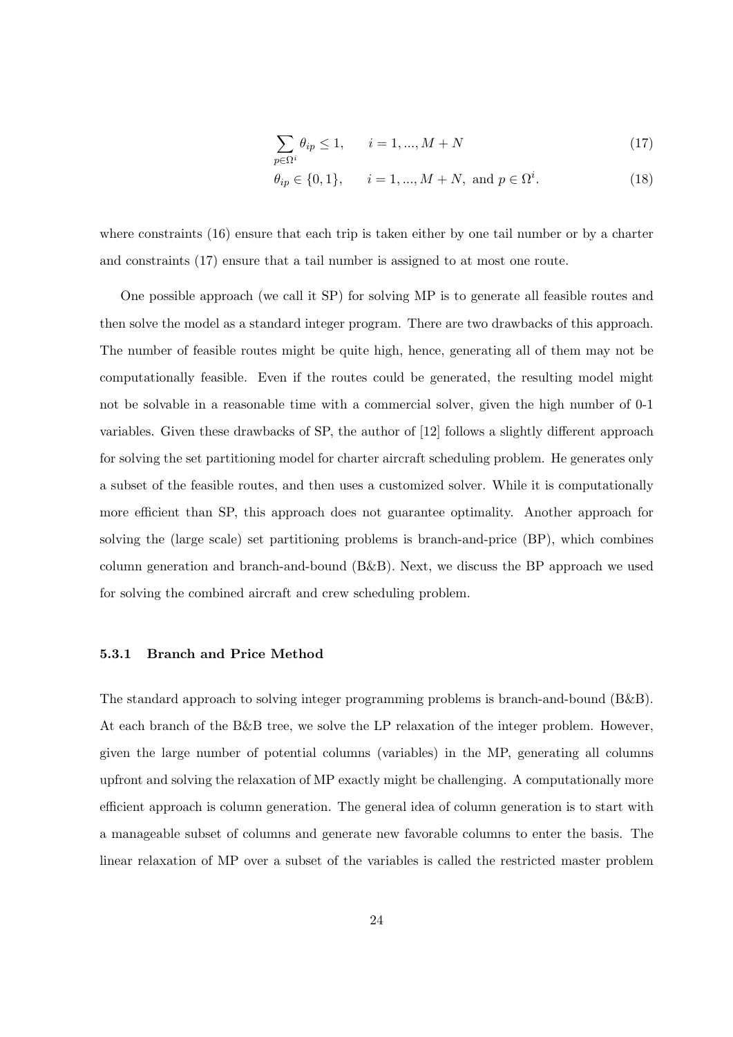$$\sum_{p \in \Omega^i} \theta_{ip} \leq 1, \qquad i = 1, ..., M + N \tag{17}$$

$$\theta_{ip} \in \{0, 1\}, \qquad i = 1, ..., M + N, \text{ and } p \in \Omega^i. \tag{18}$$

where constraints (16) ensure that each trip is taken either by one tail number or by a charter and constraints (17) ensure that a tail number is assigned to at most one route.

One possible approach (we call it SP) for solving MP is to generate all feasible routes and then solve the model as a standard integer program. There are two drawbacks of this approach. The number of feasible routes might be quite high, hence, generating all of them may not be computationally feasible. Even if the routes could be generated, the resulting model might not be solvable in a reasonable time with a commercial solver, given the high number of 0-1 variables. Given these drawbacks of SP, the author of [12] follows a slightly different approach for solving the set partitioning model for charter aircraft scheduling problem. He generates only a subset of the feasible routes, and then uses a customized solver. While it is computationally more efficient than SP, this approach does not guarantee optimality. Another approach for solving the (large scale) set partitioning problems is branch-and-price (BP), which combines column generation and branch-and-bound (B&B). Next, we discuss the BP approach we used for solving the combined aircraft and crew scheduling problem.

#### 5.3.1 Branch and Price Method

The standard approach to solving integer programming problems is branch-and-bound (B&B). At each branch of the B&B tree, we solve the LP relaxation of the integer problem. However, given the large number of potential columns (variables) in the MP, generating all columns upfront and solving the relaxation of MP exactly might be challenging. A computationally more efficient approach is column generation. The general idea of column generation is to start with a manageable subset of columns and generate new favorable columns to enter the basis. The linear relaxation of MP over a subset of the variables is called the restricted master problem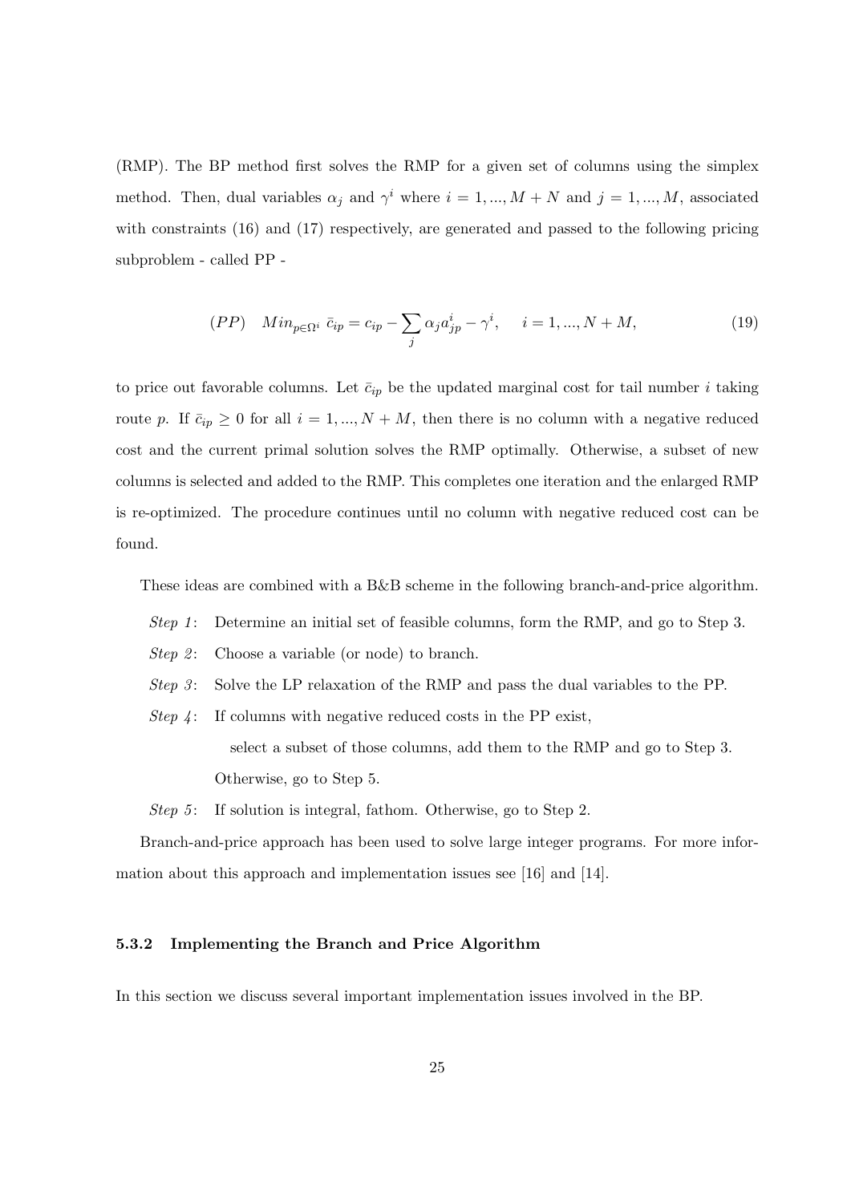(RMP). The BP method first solves the RMP for a given set of columns using the simplex method. Then, dual variables $\alpha_j$ and $\gamma^i$ where $i = 1, ..., M+N$ and $j = 1, ..., M$, associated with constraints (16) and (17) respectively, are generated and passed to the following pricing subproblem - called PP -

$$(PP) \quad Min_{p \in \Omega^i} \ \bar{c}_{ip} = c_{ip} - \sum_j \alpha_j a^i_{jp} - \gamma^i, \quad i = 1, ..., N+M, \tag{19}$$

to price out favorable columns. Let $\bar{c}_{ip}$ be the updated marginal cost for tail number $i$ taking route $p$. If $\bar{c}_{ip} \geq 0$ for all $i = 1, ..., N+M$, then there is no column with a negative reduced cost and the current primal solution solves the RMP optimally. Otherwise, a subset of new columns is selected and added to the RMP. This completes one iteration and the enlarged RMP is re-optimized. The procedure continues until no column with negative reduced cost can be found.

These ideas are combined with a B&B scheme in the following branch-and-price algorithm.

*Step 1*: Determine an initial set of feasible columns, form the RMP, and go to Step 3.

*Step 2*: Choose a variable (or node) to branch.

*Step 3*: Solve the LP relaxation of the RMP and pass the dual variables to the PP.

*Step 4*: If columns with negative reduced costs in the PP exist,
select a subset of those columns, add them to the RMP and go to Step 3.
Otherwise, go to Step 5.

*Step 5*: If solution is integral, fathom. Otherwise, go to Step 2.

Branch-and-price approach has been used to solve large integer programs. For more information about this approach and implementation issues see [16] and [14].

### 5.3.2 Implementing the Branch and Price Algorithm

In this section we discuss several important implementation issues involved in the BP.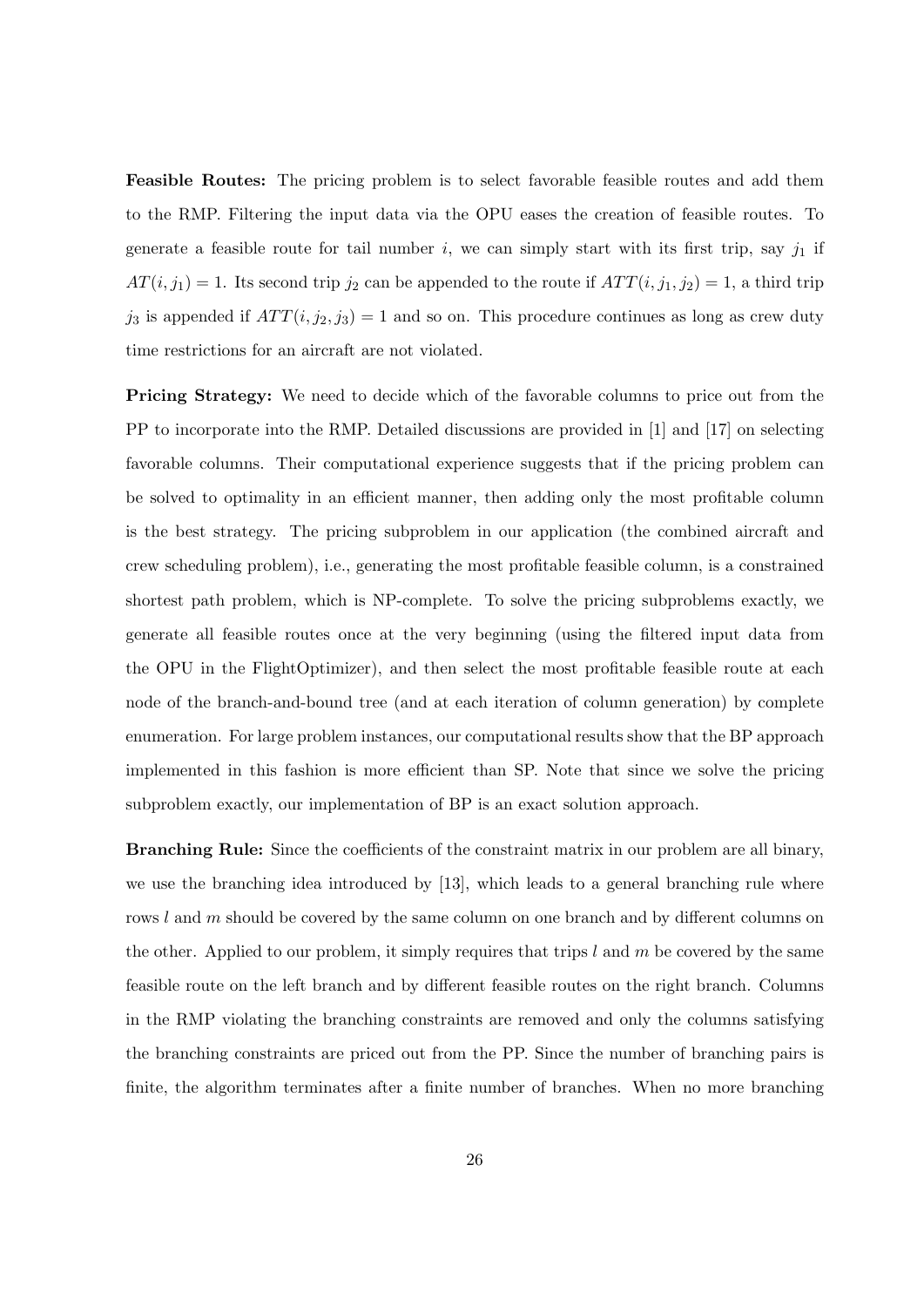**Feasible Routes:** The pricing problem is to select favorable feasible routes and add them to the RMP. Filtering the input data via the OPU eases the creation of feasible routes. To generate a feasible route for tail number $i$, we can simply start with its first trip, say $j_1$ if $AT(i, j_1) = 1$. Its second trip $j_2$ can be appended to the route if $ATT(i, j_1, j_2) = 1$, a third trip $j_3$ is appended if $ATT(i, j_2, j_3) = 1$ and so on. This procedure continues as long as crew duty time restrictions for an aircraft are not violated.

**Pricing Strategy:** We need to decide which of the favorable columns to price out from the PP to incorporate into the RMP. Detailed discussions are provided in [1] and [17] on selecting favorable columns. Their computational experience suggests that if the pricing problem can be solved to optimality in an efficient manner, then adding only the most profitable column is the best strategy. The pricing subproblem in our application (the combined aircraft and crew scheduling problem), i.e., generating the most profitable feasible column, is a constrained shortest path problem, which is NP-complete. To solve the pricing subproblems exactly, we generate all feasible routes once at the very beginning (using the filtered input data from the OPU in the FlightOptimizer), and then select the most profitable feasible route at each node of the branch-and-bound tree (and at each iteration of column generation) by complete enumeration. For large problem instances, our computational results show that the BP approach implemented in this fashion is more efficient than SP. Note that since we solve the pricing subproblem exactly, our implementation of BP is an exact solution approach.

**Branching Rule:** Since the coefficients of the constraint matrix in our problem are all binary, we use the branching idea introduced by [13], which leads to a general branching rule where rows $l$ and $m$ should be covered by the same column on one branch and by different columns on the other. Applied to our problem, it simply requires that trips $l$ and $m$ be covered by the same feasible route on the left branch and by different feasible routes on the right branch. Columns in the RMP violating the branching constraints are removed and only the columns satisfying the branching constraints are priced out from the PP. Since the number of branching pairs is finite, the algorithm terminates after a finite number of branches. When no more branching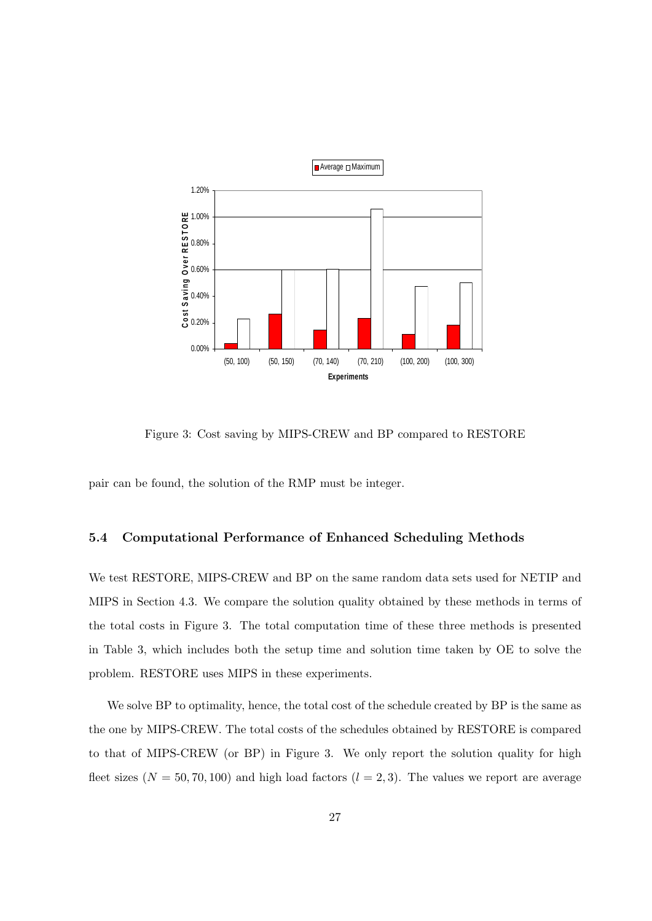Figure 3: Cost saving by MIPS-CREW and BP compared to RESTORE

pair can be found, the solution of the RMP must be integer.

### 5.4 Computational Performance of Enhanced Scheduling Methods

We test RESTORE, MIPS-CREW and BP on the same random data sets used for NETIP and MIPS in Section 4.3. We compare the solution quality obtained by these methods in terms of the total costs in Figure 3. The total computation time of these three methods is presented in Table 3, which includes both the setup time and solution time taken by OE to solve the problem. RESTORE uses MIPS in these experiments.

We solve BP to optimality, hence, the total cost of the schedule created by BP is the same as the one by MIPS-CREW. The total costs of the schedules obtained by RESTORE is compared to that of MIPS-CREW (or BP) in Figure 3. We only report the solution quality for high fleet sizes ($N = 50, 70, 100$) and high load factors ($l = 2, 3$). The values we report are average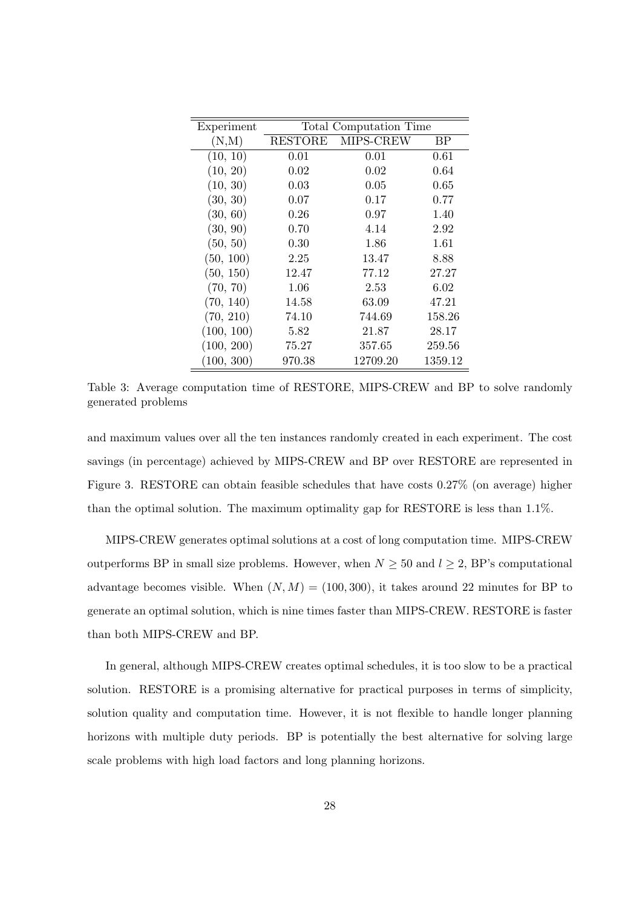| Experiment | Total Computation Time | | |
|---|---|---|---|
| (N,M) | RESTORE | MIPS-CREW | BP |
| (10, 10) | 0.01 | 0.01 | 0.61 |
| (10, 20) | 0.02 | 0.02 | 0.64 |
| (10, 30) | 0.03 | 0.05 | 0.65 |
| (30, 30) | 0.07 | 0.17 | 0.77 |
| (30, 60) | 0.26 | 0.97 | 1.40 |
| (30, 90) | 0.70 | 4.14 | 2.92 |
| (50, 50) | 0.30 | 1.86 | 1.61 |
| (50, 100) | 2.25 | 13.47 | 8.88 |
| (50, 150) | 12.47 | 77.12 | 27.27 |
| (70, 70) | 1.06 | 2.53 | 6.02 |
| (70, 140) | 14.58 | 63.09 | 47.21 |
| (70, 210) | 74.10 | 744.69 | 158.26 |
| (100, 100) | 5.82 | 21.87 | 28.17 |
| (100, 200) | 75.27 | 357.65 | 259.56 |
| (100, 300) | 970.38 | 12709.20 | 1359.12 |

Table 3: Average computation time of RESTORE, MIPS-CREW and BP to solve randomly generated problems

and maximum values over all the ten instances randomly created in each experiment. The cost savings (in percentage) achieved by MIPS-CREW and BP over RESTORE are represented in Figure 3. RESTORE can obtain feasible schedules that have costs 0.27% (on average) higher than the optimal solution. The maximum optimality gap for RESTORE is less than 1.1%.

MIPS-CREW generates optimal solutions at a cost of long computation time. MIPS-CREW outperforms BP in small size problems. However, when $N \geq 50$ and $l \geq 2$, BP's computational advantage becomes visible. When $(N, M) = (100, 300)$, it takes around 22 minutes for BP to generate an optimal solution, which is nine times faster than MIPS-CREW. RESTORE is faster than both MIPS-CREW and BP.

In general, although MIPS-CREW creates optimal schedules, it is too slow to be a practical solution. RESTORE is a promising alternative for practical purposes in terms of simplicity, solution quality and computation time. However, it is not flexible to handle longer planning horizons with multiple duty periods. BP is potentially the best alternative for solving large scale problems with high load factors and long planning horizons.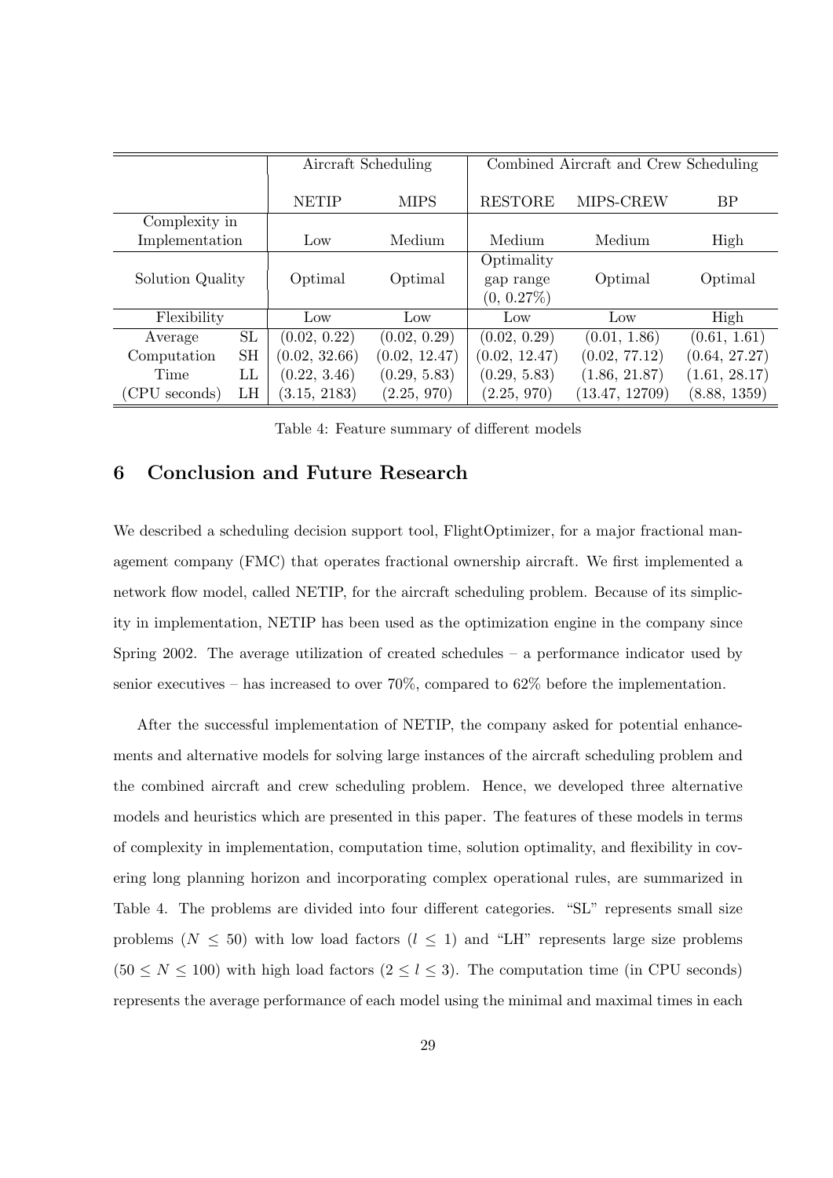| | | Aircraft Scheduling | | Combined Aircraft and Crew Scheduling | | |
|---|---|---|---|---|---|---|
| | | NETIP | MIPS | RESTORE | MIPS-CREW | BP |
| Complexity in Implementation | | Low | Medium | Medium | Medium | High |
| Solution Quality | | Optimal | Optimal | Optimality gap range (0, 0.27%) | Optimal | Optimal |
| Flexibility | | Low | Low | Low | Low | High |
| Average | SL | (0.02, 0.22) | (0.02, 0.29) | (0.02, 0.29) | (0.01, 1.86) | (0.61, 1.61) |
| Computation | SH | (0.02, 32.66) | (0.02, 12.47) | (0.02, 12.47) | (0.02, 77.12) | (0.64, 27.27) |
| Time | LL | (0.22, 3.46) | (0.29, 5.83) | (0.29, 5.83) | (1.86, 21.87) | (1.61, 28.17) |
| (CPU seconds) | LH | (3.15, 2183) | (2.25, 970) | (2.25, 970) | (13.47, 12709) | (8.88, 1359) |

Table 4: Feature summary of different models

## 6 Conclusion and Future Research

We described a scheduling decision support tool, FlightOptimizer, for a major fractional management company (FMC) that operates fractional ownership aircraft. We first implemented a network flow model, called NETIP, for the aircraft scheduling problem. Because of its simplicity in implementation, NETIP has been used as the optimization engine in the company since Spring 2002. The average utilization of created schedules – a performance indicator used by senior executives – has increased to over 70%, compared to 62% before the implementation.

After the successful implementation of NETIP, the company asked for potential enhancements and alternative models for solving large instances of the aircraft scheduling problem and the combined aircraft and crew scheduling problem. Hence, we developed three alternative models and heuristics which are presented in this paper. The features of these models in terms of complexity in implementation, computation time, solution optimality, and flexibility in covering long planning horizon and incorporating complex operational rules, are summarized in Table 4. The problems are divided into four different categories. "SL" represents small size problems ($N \leq 50$) with low load factors ($l \leq 1$) and "LH" represents large size problems ($50 \leq N \leq 100$) with high load factors ($2 \leq l \leq 3$). The computation time (in CPU seconds) represents the average performance of each model using the minimal and maximal times in each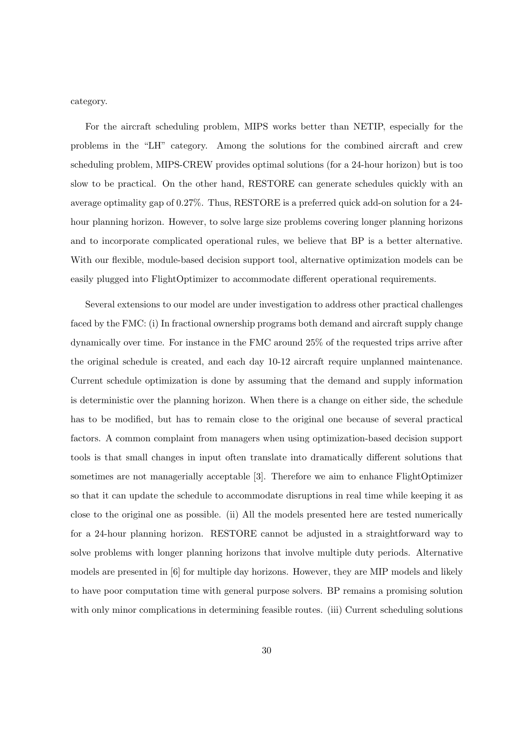category.

For the aircraft scheduling problem, MIPS works better than NETIP, especially for the problems in the "LH" category. Among the solutions for the combined aircraft and crew scheduling problem, MIPS-CREW provides optimal solutions (for a 24-hour horizon) but is too slow to be practical. On the other hand, RESTORE can generate schedules quickly with an average optimality gap of 0.27%. Thus, RESTORE is a preferred quick add-on solution for a 24-hour planning horizon. However, to solve large size problems covering longer planning horizons and to incorporate complicated operational rules, we believe that BP is a better alternative. With our flexible, module-based decision support tool, alternative optimization models can be easily plugged into FlightOptimizer to accommodate different operational requirements.

Several extensions to our model are under investigation to address other practical challenges faced by the FMC: (i) In fractional ownership programs both demand and aircraft supply change dynamically over time. For instance in the FMC around 25% of the requested trips arrive after the original schedule is created, and each day 10-12 aircraft require unplanned maintenance. Current schedule optimization is done by assuming that the demand and supply information is deterministic over the planning horizon. When there is a change on either side, the schedule has to be modified, but has to remain close to the original one because of several practical factors. A common complaint from managers when using optimization-based decision support tools is that small changes in input often translate into dramatically different solutions that sometimes are not managerially acceptable [3]. Therefore we aim to enhance FlightOptimizer so that it can update the schedule to accommodate disruptions in real time while keeping it as close to the original one as possible. (ii) All the models presented here are tested numerically for a 24-hour planning horizon. RESTORE cannot be adjusted in a straightforward way to solve problems with longer planning horizons that involve multiple duty periods. Alternative models are presented in [6] for multiple day horizons. However, they are MIP models and likely to have poor computation time with general purpose solvers. BP remains a promising solution with only minor complications in determining feasible routes. (iii) Current scheduling solutions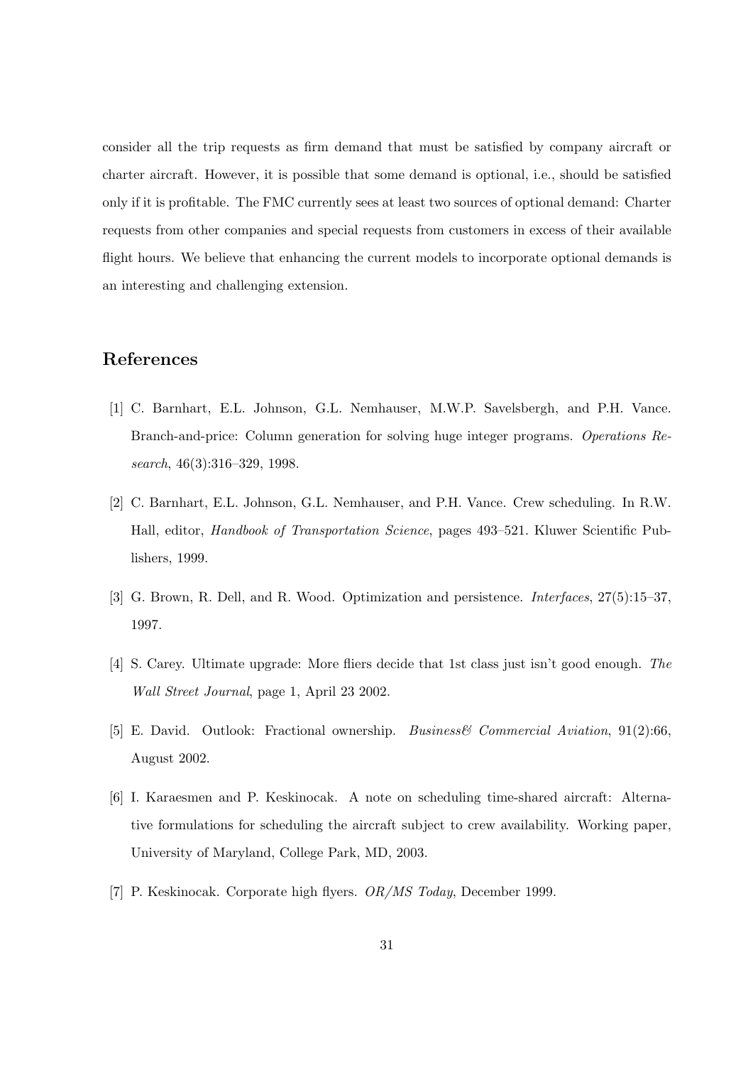consider all the trip requests as firm demand that must be satisfied by company aircraft or charter aircraft. However, it is possible that some demand is optional, i.e., should be satisfied only if it is profitable. The FMC currently sees at least two sources of optional demand: Charter requests from other companies and special requests from customers in excess of their available flight hours. We believe that enhancing the current models to incorporate optional demands is an interesting and challenging extension.

## References

[1] C. Barnhart, E.L. Johnson, G.L. Nemhauser, M.W.P. Savelsbergh, and P.H. Vance. Branch-and-price: Column generation for solving huge integer programs. *Operations Research*, 46(3):316–329, 1998.

[2] C. Barnhart, E.L. Johnson, G.L. Nemhauser, and P.H. Vance. Crew scheduling. In R.W. Hall, editor, *Handbook of Transportation Science*, pages 493–521. Kluwer Scientific Publishers, 1999.

[3] G. Brown, R. Dell, and R. Wood. Optimization and persistence. *Interfaces*, 27(5):15–37, 1997.

[4] S. Carey. Ultimate upgrade: More fliers decide that 1st class just isn't good enough. *The Wall Street Journal*, page 1, April 23 2002.

[5] E. David. Outlook: Fractional ownership. *Business& Commercial Aviation*, 91(2):66, August 2002.

[6] I. Karaesmen and P. Keskinocak. A note on scheduling time-shared aircraft: Alternative formulations for scheduling the aircraft subject to crew availability. Working paper, University of Maryland, College Park, MD, 2003.

[7] P. Keskinocak. Corporate high flyers. *OR/MS Today*, December 1999.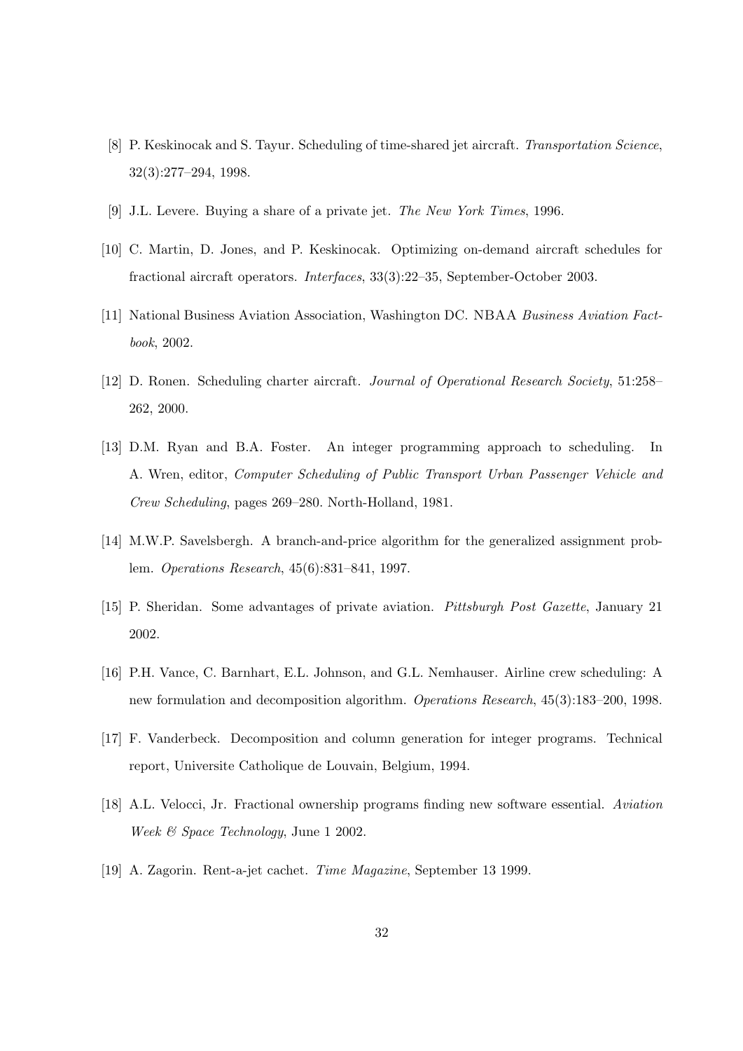[8] P. Keskinocak and S. Tayur. Scheduling of time-shared jet aircraft. *Transportation Science*, 32(3):277–294, 1998.

[9] J.L. Levere. Buying a share of a private jet. *The New York Times*, 1996.

[10] C. Martin, D. Jones, and P. Keskinocak. Optimizing on-demand aircraft schedules for fractional aircraft operators. *Interfaces*, 33(3):22–35, September-October 2003.

[11] National Business Aviation Association, Washington DC. NBAA *Business Aviation Factbook*, 2002.

[12] D. Ronen. Scheduling charter aircraft. *Journal of Operational Research Society*, 51:258–262, 2000.

[13] D.M. Ryan and B.A. Foster. An integer programming approach to scheduling. In A. Wren, editor, *Computer Scheduling of Public Transport Urban Passenger Vehicle and Crew Scheduling*, pages 269–280. North-Holland, 1981.

[14] M.W.P. Savelsbergh. A branch-and-price algorithm for the generalized assignment problem. *Operations Research*, 45(6):831–841, 1997.

[15] P. Sheridan. Some advantages of private aviation. *Pittsburgh Post Gazette*, January 21 2002.

[16] P.H. Vance, C. Barnhart, E.L. Johnson, and G.L. Nemhauser. Airline crew scheduling: A new formulation and decomposition algorithm. *Operations Research*, 45(3):183–200, 1998.

[17] F. Vanderbeck. Decomposition and column generation for integer programs. Technical report, Universite Catholique de Louvain, Belgium, 1994.

[18] A.L. Velocci, Jr. Fractional ownership programs finding new software essential. *Aviation Week & Space Technology*, June 1 2002.

[19] A. Zagorin. Rent-a-jet cachet. *Time Magazine*, September 13 1999.